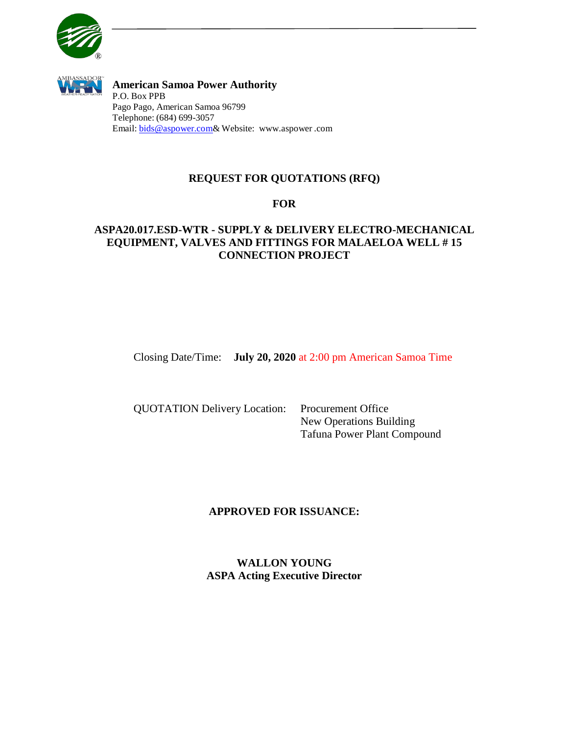**American Samoa Power Authority**
P.O. Box PPB
Pago Pago, American Samoa 96799
Telephone: (684) 699-3057
Email: bids@aspower.com& Website: www.aspower .com

# REQUEST FOR QUOTATIONS (RFQ)

## FOR

## ASPA20.017.ESD-WTR - SUPPLY & DELIVERY ELECTRO-MECHANICAL EQUIPMENT, VALVES AND FITTINGS FOR MALAELOA WELL # 15 CONNECTION PROJECT

Closing Date/Time: **July 20, 2020** at 2:00 pm American Samoa Time

QUOTATION Delivery Location: Procurement Office
New Operations Building
Tafuna Power Plant Compound

**APPROVED FOR ISSUANCE:**

**WALLON YOUNG**
**ASPA Acting Executive Director**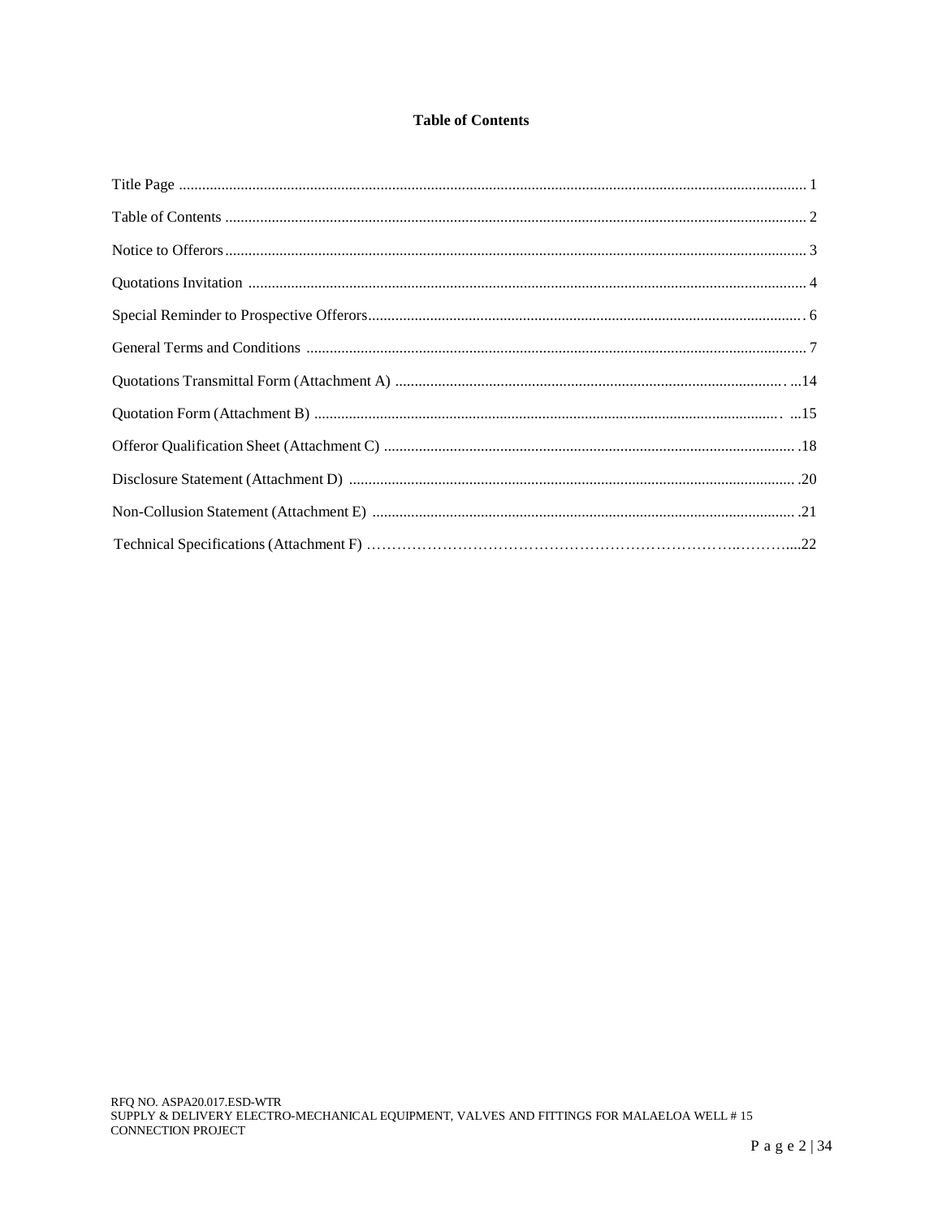**Table of Contents**

Title Page ................................................................................................................................................ 1

Table of Contents .................................................................................................................................... 2

Notice to Offerors .................................................................................................................................... 3

Quotations Invitation .............................................................................................................................. 4

Special Reminder to Prospective Offerors ................................................................................................. 6

General Terms and Conditions ................................................................................................................ 7

Quotations Transmittal Form (Attachment A) ...................................................................................... ...14

Quotation Form (Attachment B) ........................................................................................................ ...15

Offeror Qualification Sheet (Attachment C) ......................................................................................... .18

Disclosure Statement (Attachment D) .................................................................................................. .20

Non-Collusion Statement (Attachment E) ............................................................................................ .21

Technical Specifications (Attachment F) ……………………………………………………………….………....22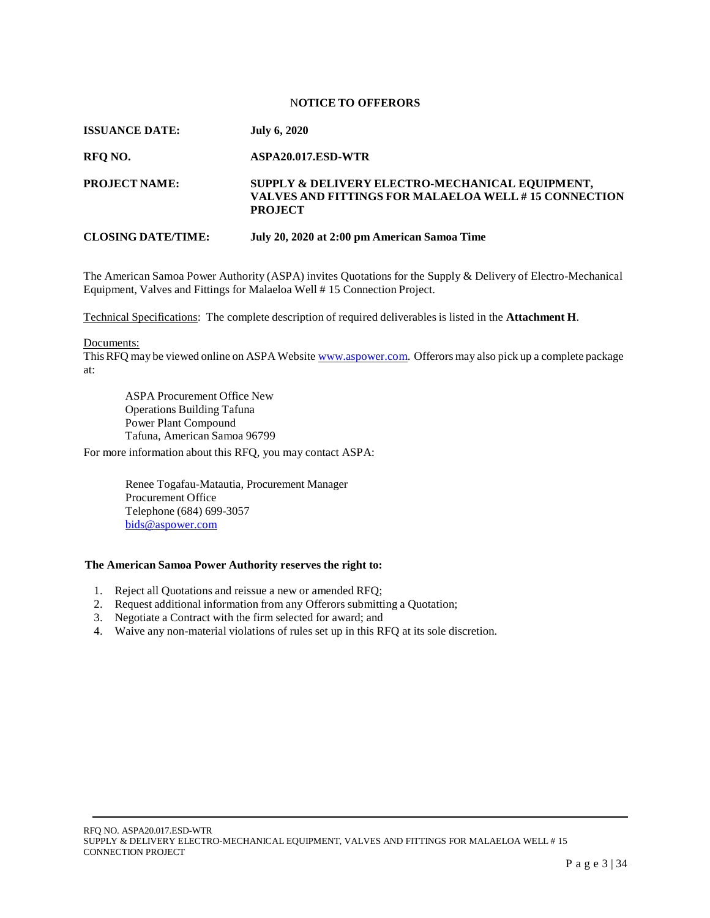# NOTICE TO OFFERORS

**ISSUANCE DATE:** **July 6, 2020**

**RFQ NO.** **ASPA20.017.ESD-WTR**

**PROJECT NAME:** **SUPPLY & DELIVERY ELECTRO-MECHANICAL EQUIPMENT, VALVES AND FITTINGS FOR MALAELOA WELL # 15 CONNECTION PROJECT**

**CLOSING DATE/TIME:** **July 20, 2020 at 2:00 pm American Samoa Time**

The American Samoa Power Authority (ASPA) invites Quotations for the Supply & Delivery of Electro-Mechanical Equipment, Valves and Fittings for Malaeloa Well # 15 Connection Project.

Technical Specifications: The complete description of required deliverables is listed in the **Attachment H**.

Documents:
This RFQ may be viewed online on ASPA Website www.aspower.com. Offerors may also pick up a complete package at:

ASPA Procurement Office New
Operations Building Tafuna
Power Plant Compound
Tafuna, American Samoa 96799

For more information about this RFQ, you may contact ASPA:

Renee Togafau-Matautia, Procurement Manager
Procurement Office
Telephone (684) 699-3057
bids@aspower.com

**The American Samoa Power Authority reserves the right to:**

1. Reject all Quotations and reissue a new or amended RFQ;
2. Request additional information from any Offerors submitting a Quotation;
3. Negotiate a Contract with the firm selected for award; and
4. Waive any non-material violations of rules set up in this RFQ at its sole discretion.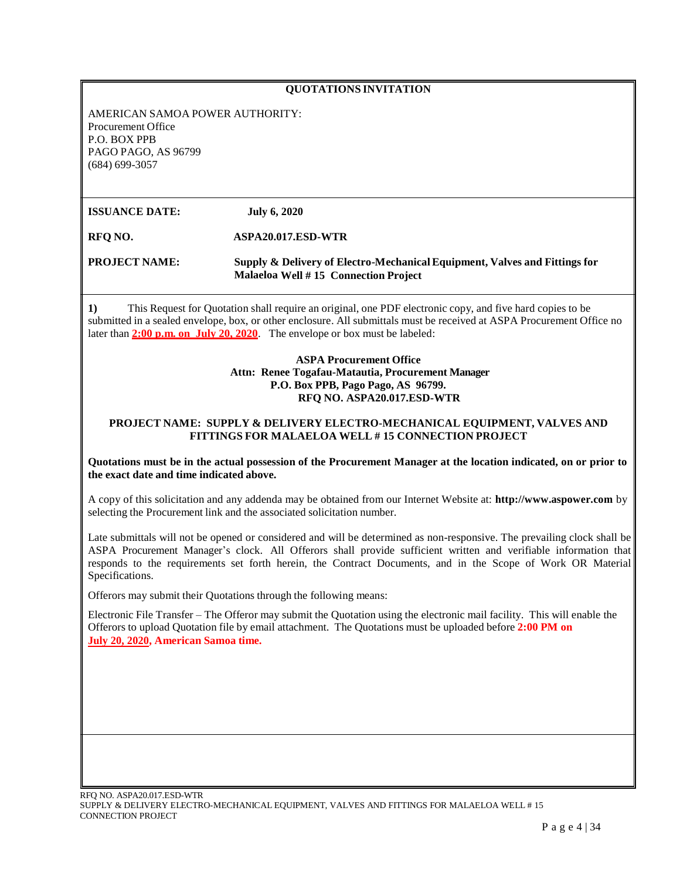## QUOTATIONS INVITATION

AMERICAN SAMOA POWER AUTHORITY:
Procurement Office
P.O. BOX PPB
PAGO PAGO, AS 96799
(684) 699-3057

**ISSUANCE DATE:** **July 6, 2020**

**RFQ NO.** **ASPA20.017.ESD-WTR**

**PROJECT NAME:** **Supply & Delivery of Electro-Mechanical Equipment, Valves and Fittings for Malaeloa Well # 15 Connection Project**

**1)** This Request for Quotation shall require an original, one PDF electronic copy, and five hard copies to be submitted in a sealed envelope, box, or other enclosure. All submittals must be received at ASPA Procurement Office no later than **2:00 p.m. on July 20, 2020**. The envelope or box must be labeled:

**ASPA Procurement Office**
**Attn: Renee Togafau-Matautia, Procurement Manager**
**P.O. Box PPB, Pago Pago, AS 96799.**
**RFQ NO. ASPA20.017.ESD-WTR**

**PROJECT NAME: SUPPLY & DELIVERY ELECTRO-MECHANICAL EQUIPMENT, VALVES AND FITTINGS FOR MALAELOA WELL # 15 CONNECTION PROJECT**

**Quotations must be in the actual possession of the Procurement Manager at the location indicated, on or prior to the exact date and time indicated above.**

A copy of this solicitation and any addenda may be obtained from our Internet Website at: **http://www.aspower.com** by selecting the Procurement link and the associated solicitation number.

Late submittals will not be opened or considered and will be determined as non-responsive. The prevailing clock shall be ASPA Procurement Manager's clock. All Offerors shall provide sufficient written and verifiable information that responds to the requirements set forth herein, the Contract Documents, and in the Scope of Work OR Material Specifications.

Offerors may submit their Quotations through the following means:

Electronic File Transfer – The Offeror may submit the Quotation using the electronic mail facility. This will enable the Offerors to upload Quotation file by email attachment. The Quotations must be uploaded before **2:00 PM on July 20, 2020, American Samoa time.**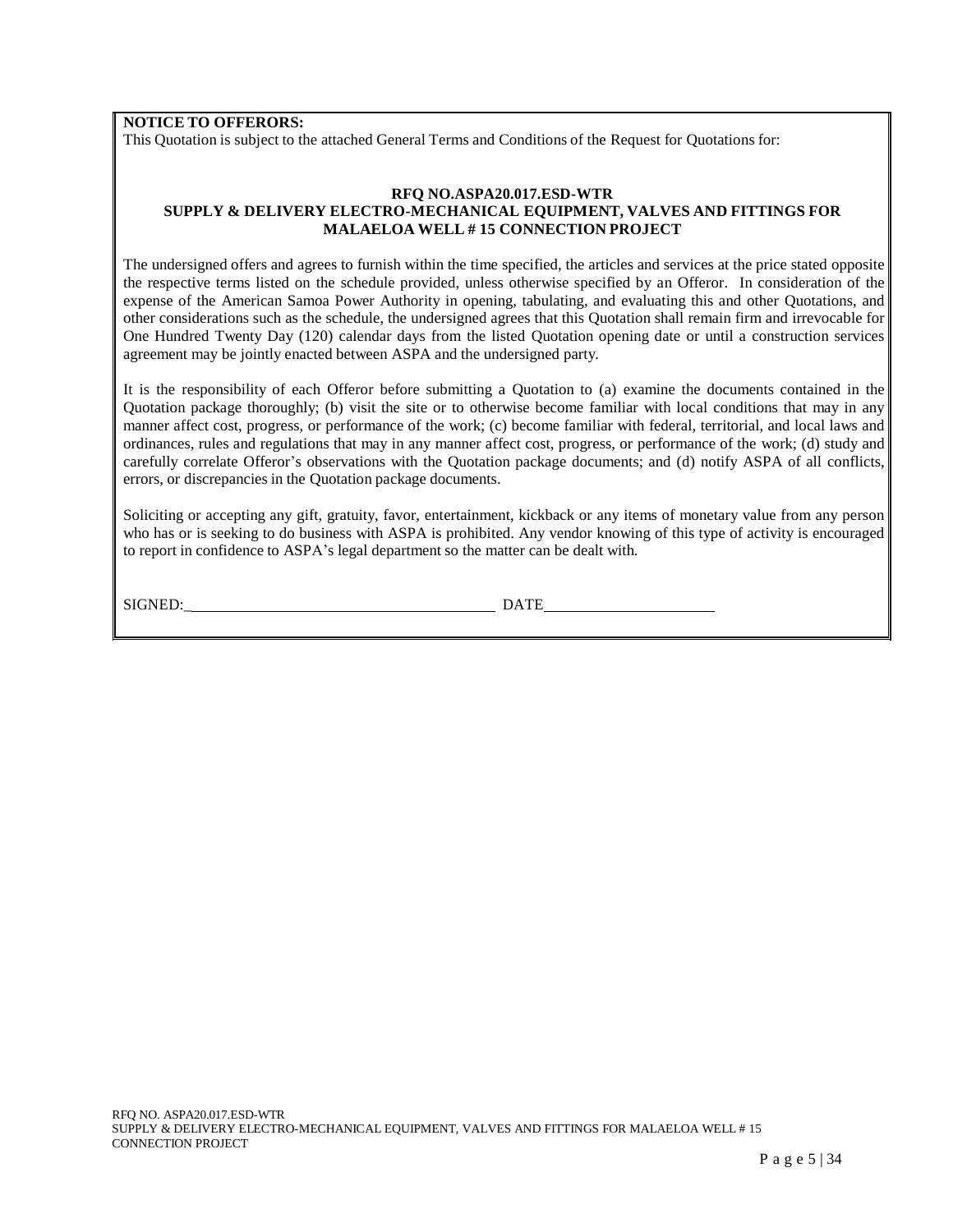**NOTICE TO OFFERORS:**
This Quotation is subject to the attached General Terms and Conditions of the Request for Quotations for:

**RFQ NO.ASPA20.017.ESD-WTR**
**SUPPLY & DELIVERY ELECTRO-MECHANICAL EQUIPMENT, VALVES AND FITTINGS FOR MALAELOA WELL # 15 CONNECTION PROJECT**

The undersigned offers and agrees to furnish within the time specified, the articles and services at the price stated opposite the respective terms listed on the schedule provided, unless otherwise specified by an Offeror. In consideration of the expense of the American Samoa Power Authority in opening, tabulating, and evaluating this and other Quotations, and other considerations such as the schedule, the undersigned agrees that this Quotation shall remain firm and irrevocable for One Hundred Twenty Day (120) calendar days from the listed Quotation opening date or until a construction services agreement may be jointly enacted between ASPA and the undersigned party.

It is the responsibility of each Offeror before submitting a Quotation to (a) examine the documents contained in the Quotation package thoroughly; (b) visit the site or to otherwise become familiar with local conditions that may in any manner affect cost, progress, or performance of the work; (c) become familiar with federal, territorial, and local laws and ordinances, rules and regulations that may in any manner affect cost, progress, or performance of the work; (d) study and carefully correlate Offeror's observations with the Quotation package documents; and (d) notify ASPA of all conflicts, errors, or discrepancies in the Quotation package documents.

Soliciting or accepting any gift, gratuity, favor, entertainment, kickback or any items of monetary value from any person who has or is seeking to do business with ASPA is prohibited. Any vendor knowing of this type of activity is encouraged to report in confidence to ASPA's legal department so the matter can be dealt with.

SIGNED:\_\_\_\_\_\_\_\_\_\_\_\_\_\_\_\_\_\_\_\_\_\_\_\_\_\_\_\_\_\_\_\_\_\_\_\_\_\_ DATE\_\_\_\_\_\_\_\_\_\_\_\_\_\_\_\_\_\_\_\_\_\_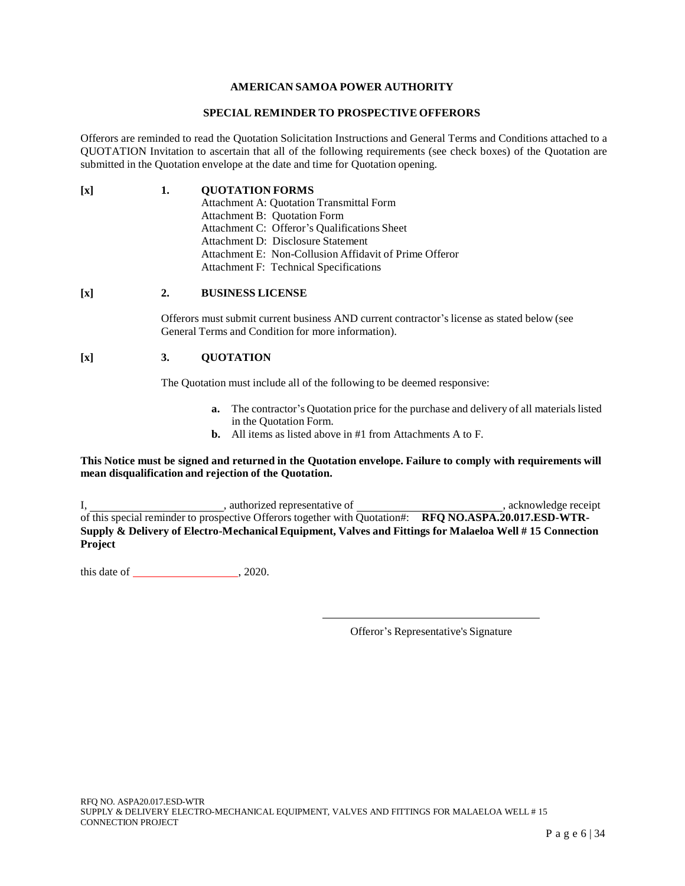**AMERICAN SAMOA POWER AUTHORITY**

**SPECIAL REMINDER TO PROSPECTIVE OFFERORS**

Offerors are reminded to read the Quotation Solicitation Instructions and General Terms and Conditions attached to a QUOTATION Invitation to ascertain that all of the following requirements (see check boxes) of the Quotation are submitted in the Quotation envelope at the date and time for Quotation opening.

[x] **1. QUOTATION FORMS**

Attachment A: Quotation Transmittal Form
Attachment B: Quotation Form
Attachment C: Offeror's Qualifications Sheet
Attachment D: Disclosure Statement
Attachment E: Non-Collusion Affidavit of Prime Offeror
Attachment F: Technical Specifications

[x] **2. BUSINESS LICENSE**

Offerors must submit current business AND current contractor's license as stated below (see General Terms and Condition for more information).

[x] **3. QUOTATION**

The Quotation must include all of the following to be deemed responsive:

- **a.** The contractor's Quotation price for the purchase and delivery of all materials listed in the Quotation Form.
- **b.** All items as listed above in #1 from Attachments A to F.

**This Notice must be signed and returned in the Quotation envelope. Failure to comply with requirements will mean disqualification and rejection of the Quotation.**

I, ________________________, authorized representative of __________________________, acknowledge receipt of this special reminder to prospective Offerors together with Quotation#: **RFQ NO.ASPA.20.017.ESD-WTR-Supply & Delivery of Electro-Mechanical Equipment, Valves and Fittings for Malaeloa Well # 15 Connection Project**

this date of ____________________, 2020.

\_\_\_\_\_\_\_\_\_\_\_\_\_\_\_\_\_\_\_\_\_\_\_\_\_\_\_\_\_\_\_\_\_\_\_\_\_\_\_\_

Offeror's Representative's Signature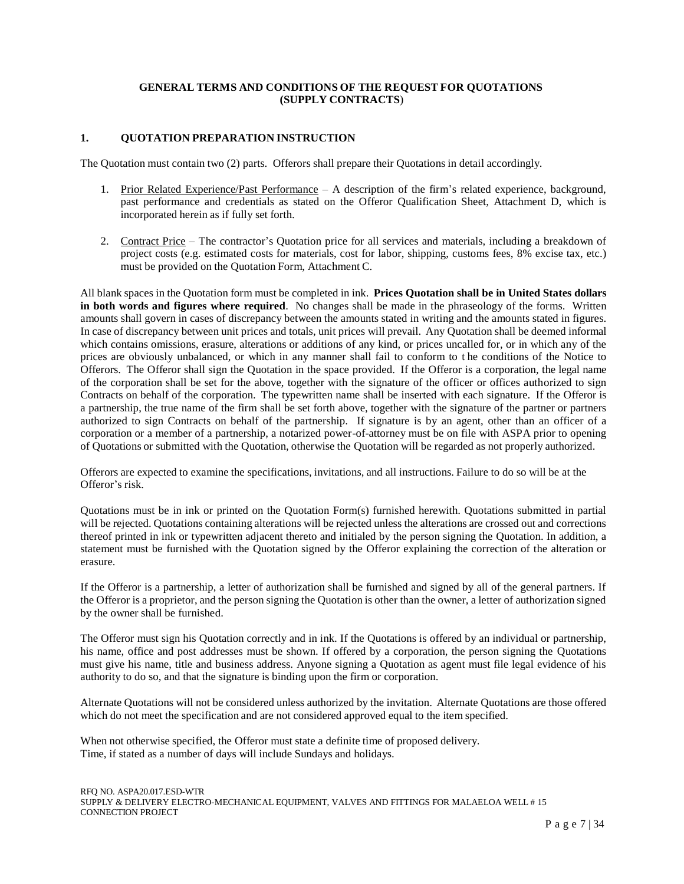## GENERAL TERMS AND CONDITIONS OF THE REQUEST FOR QUOTATIONS (SUPPLY CONTRACTS)

### 1. QUOTATION PREPARATION INSTRUCTION

The Quotation must contain two (2) parts. Offerors shall prepare their Quotations in detail accordingly.

1. Prior Related Experience/Past Performance – A description of the firm's related experience, background, past performance and credentials as stated on the Offeror Qualification Sheet, Attachment D, which is incorporated herein as if fully set forth.

2. Contract Price – The contractor's Quotation price for all services and materials, including a breakdown of project costs (e.g. estimated costs for materials, cost for labor, shipping, customs fees, 8% excise tax, etc.) must be provided on the Quotation Form, Attachment C.

All blank spaces in the Quotation form must be completed in ink. **Prices Quotation shall be in United States dollars in both words and figures where required**. No changes shall be made in the phraseology of the forms. Written amounts shall govern in cases of discrepancy between the amounts stated in writing and the amounts stated in figures. In case of discrepancy between unit prices and totals, unit prices will prevail. Any Quotation shall be deemed informal which contains omissions, erasure, alterations or additions of any kind, or prices uncalled for, or in which any of the prices are obviously unbalanced, or which in any manner shall fail to conform to the conditions of the Notice to Offerors. The Offeror shall sign the Quotation in the space provided. If the Offeror is a corporation, the legal name of the corporation shall be set for the above, together with the signature of the officer or offices authorized to sign Contracts on behalf of the corporation. The typewritten name shall be inserted with each signature. If the Offeror is a partnership, the true name of the firm shall be set forth above, together with the signature of the partner or partners authorized to sign Contracts on behalf of the partnership. If signature is by an agent, other than an officer of a corporation or a member of a partnership, a notarized power-of-attorney must be on file with ASPA prior to opening of Quotations or submitted with the Quotation, otherwise the Quotation will be regarded as not properly authorized.

Offerors are expected to examine the specifications, invitations, and all instructions. Failure to do so will be at the Offeror's risk.

Quotations must be in ink or printed on the Quotation Form(s) furnished herewith. Quotations submitted in partial will be rejected. Quotations containing alterations will be rejected unless the alterations are crossed out and corrections thereof printed in ink or typewritten adjacent thereto and initialed by the person signing the Quotation. In addition, a statement must be furnished with the Quotation signed by the Offeror explaining the correction of the alteration or erasure.

If the Offeror is a partnership, a letter of authorization shall be furnished and signed by all of the general partners. If the Offeror is a proprietor, and the person signing the Quotation is other than the owner, a letter of authorization signed by the owner shall be furnished.

The Offeror must sign his Quotation correctly and in ink. If the Quotations is offered by an individual or partnership, his name, office and post addresses must be shown. If offered by a corporation, the person signing the Quotations must give his name, title and business address. Anyone signing a Quotation as agent must file legal evidence of his authority to do so, and that the signature is binding upon the firm or corporation.

Alternate Quotations will not be considered unless authorized by the invitation. Alternate Quotations are those offered which do not meet the specification and are not considered approved equal to the item specified.

When not otherwise specified, the Offeror must state a definite time of proposed delivery.
Time, if stated as a number of days will include Sundays and holidays.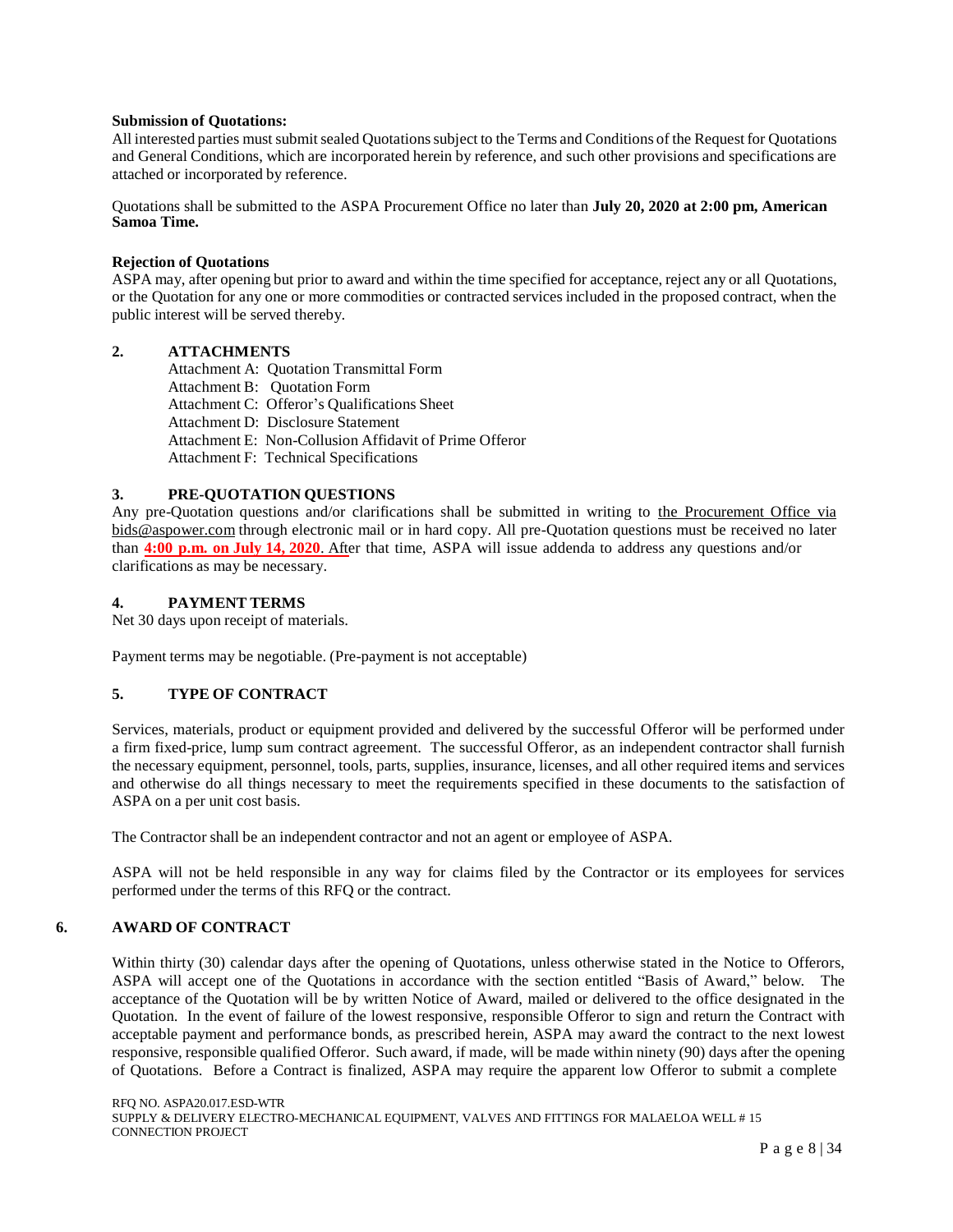**Submission of Quotations:**

All interested parties must submit sealed Quotations subject to the Terms and Conditions of the Request for Quotations and General Conditions, which are incorporated herein by reference, and such other provisions and specifications are attached or incorporated by reference.

Quotations shall be submitted to the ASPA Procurement Office no later than **July 20, 2020 at 2:00 pm, American Samoa Time.**

**Rejection of Quotations**

ASPA may, after opening but prior to award and within the time specified for acceptance, reject any or all Quotations, or the Quotation for any one or more commodities or contracted services included in the proposed contract, when the public interest will be served thereby.

## 2. ATTACHMENTS

Attachment A: Quotation Transmittal Form
Attachment B: Quotation Form
Attachment C: Offeror's Qualifications Sheet
Attachment D: Disclosure Statement
Attachment E: Non-Collusion Affidavit of Prime Offeror
Attachment F: Technical Specifications

## 3. PRE-QUOTATION QUESTIONS

Any pre-Quotation questions and/or clarifications shall be submitted in writing to the Procurement Office via bids@aspower.com through electronic mail or in hard copy. All pre-Quotation questions must be received no later than **4:00 p.m. on July 14, 2020**. After that time, ASPA will issue addenda to address any questions and/or clarifications as may be necessary.

## 4. PAYMENT TERMS

Net 30 days upon receipt of materials.

Payment terms may be negotiable. (Pre-payment is not acceptable)

## 5. TYPE OF CONTRACT

Services, materials, product or equipment provided and delivered by the successful Offeror will be performed under a firm fixed-price, lump sum contract agreement. The successful Offeror, as an independent contractor shall furnish the necessary equipment, personnel, tools, parts, supplies, insurance, licenses, and all other required items and services and otherwise do all things necessary to meet the requirements specified in these documents to the satisfaction of ASPA on a per unit cost basis.

The Contractor shall be an independent contractor and not an agent or employee of ASPA.

ASPA will not be held responsible in any way for claims filed by the Contractor or its employees for services performed under the terms of this RFQ or the contract.

## 6. AWARD OF CONTRACT

Within thirty (30) calendar days after the opening of Quotations, unless otherwise stated in the Notice to Offerors, ASPA will accept one of the Quotations in accordance with the section entitled "Basis of Award," below. The acceptance of the Quotation will be by written Notice of Award, mailed or delivered to the office designated in the Quotation. In the event of failure of the lowest responsive, responsible Offeror to sign and return the Contract with acceptable payment and performance bonds, as prescribed herein, ASPA may award the contract to the next lowest responsive, responsible qualified Offeror. Such award, if made, will be made within ninety (90) days after the opening of Quotations. Before a Contract is finalized, ASPA may require the apparent low Offeror to submit a complete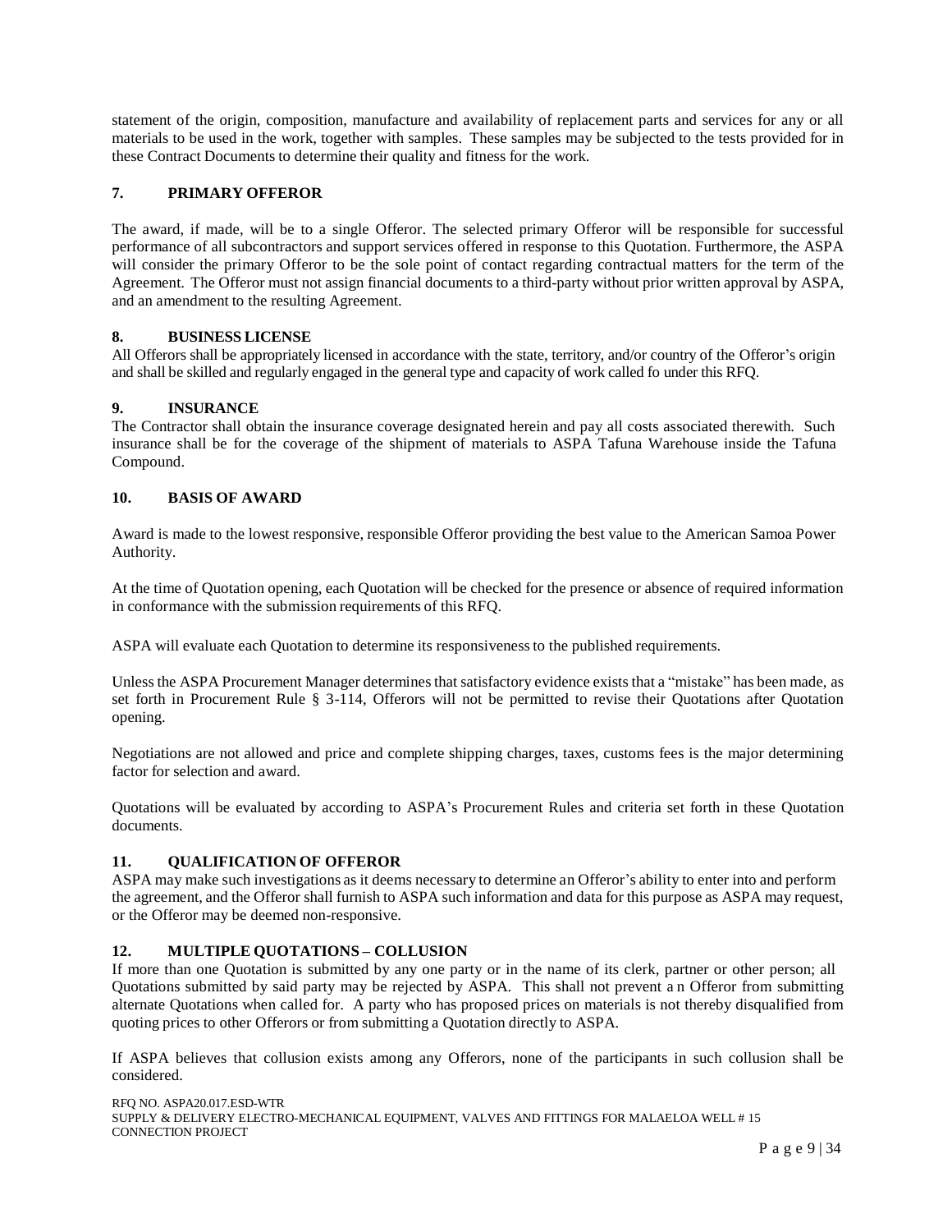statement of the origin, composition, manufacture and availability of replacement parts and services for any or all materials to be used in the work, together with samples. These samples may be subjected to the tests provided for in these Contract Documents to determine their quality and fitness for the work.

## 7. PRIMARY OFFEROR

The award, if made, will be to a single Offeror. The selected primary Offeror will be responsible for successful performance of all subcontractors and support services offered in response to this Quotation. Furthermore, the ASPA will consider the primary Offeror to be the sole point of contact regarding contractual matters for the term of the Agreement. The Offeror must not assign financial documents to a third-party without prior written approval by ASPA, and an amendment to the resulting Agreement.

## 8. BUSINESS LICENSE

All Offerors shall be appropriately licensed in accordance with the state, territory, and/or country of the Offeror's origin and shall be skilled and regularly engaged in the general type and capacity of work called fo under this RFQ.

## 9. INSURANCE

The Contractor shall obtain the insurance coverage designated herein and pay all costs associated therewith. Such insurance shall be for the coverage of the shipment of materials to ASPA Tafuna Warehouse inside the Tafuna Compound.

## 10. BASIS OF AWARD

Award is made to the lowest responsive, responsible Offeror providing the best value to the American Samoa Power Authority.

At the time of Quotation opening, each Quotation will be checked for the presence or absence of required information in conformance with the submission requirements of this RFQ.

ASPA will evaluate each Quotation to determine its responsiveness to the published requirements.

Unless the ASPA Procurement Manager determines that satisfactory evidence exists that a "mistake" has been made, as set forth in Procurement Rule § 3-114, Offerors will not be permitted to revise their Quotations after Quotation opening.

Negotiations are not allowed and price and complete shipping charges, taxes, customs fees is the major determining factor for selection and award.

Quotations will be evaluated by according to ASPA's Procurement Rules and criteria set forth in these Quotation documents.

## 11. QUALIFICATION OF OFFEROR

ASPA may make such investigations as it deems necessary to determine an Offeror's ability to enter into and perform the agreement, and the Offeror shall furnish to ASPA such information and data for this purpose as ASPA may request, or the Offeror may be deemed non-responsive.

## 12. MULTIPLE QUOTATIONS – COLLUSION

If more than one Quotation is submitted by any one party or in the name of its clerk, partner or other person; all Quotations submitted by said party may be rejected by ASPA. This shall not prevent a n Offeror from submitting alternate Quotations when called for. A party who has proposed prices on materials is not thereby disqualified from quoting prices to other Offerors or from submitting a Quotation directly to ASPA.

If ASPA believes that collusion exists among any Offerors, none of the participants in such collusion shall be considered.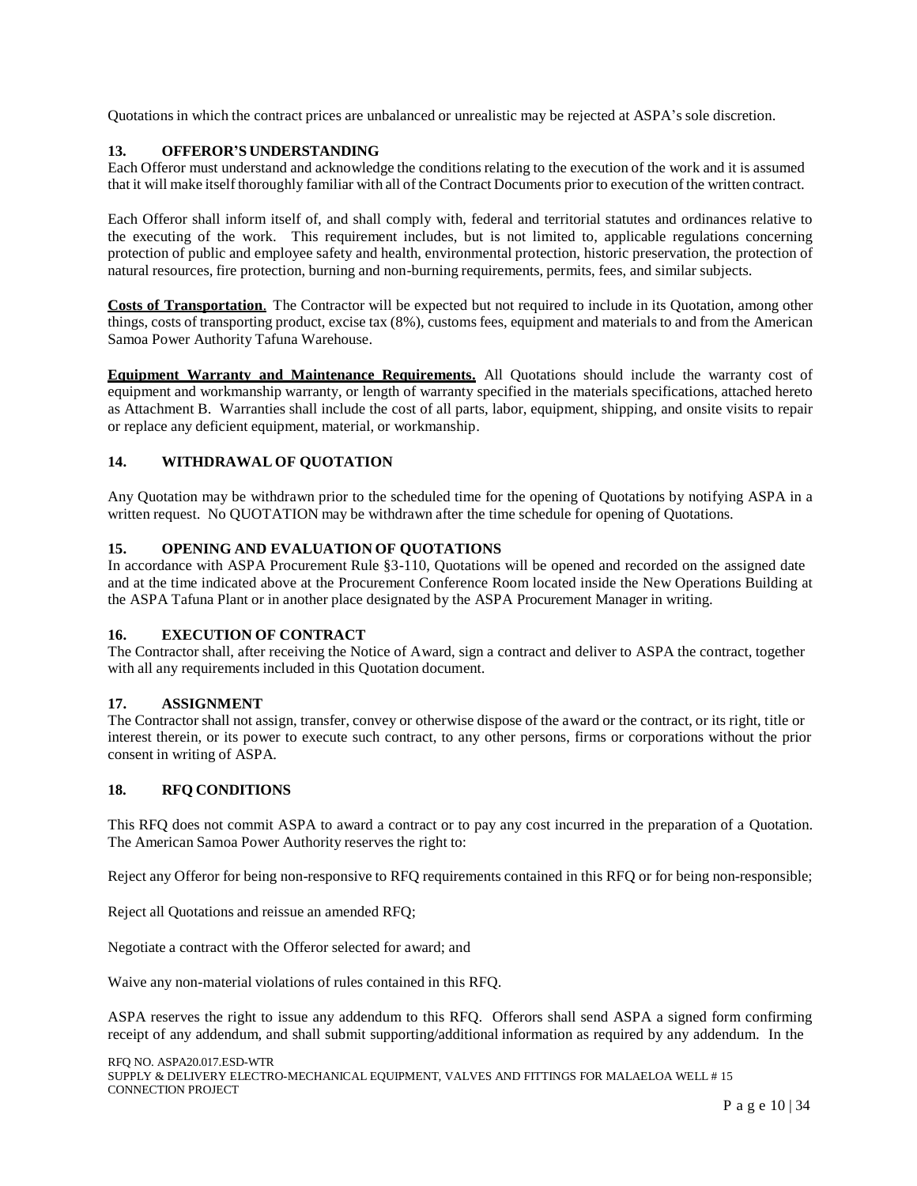Quotations in which the contract prices are unbalanced or unrealistic may be rejected at ASPA's sole discretion.

### 13. OFFEROR'S UNDERSTANDING

Each Offeror must understand and acknowledge the conditions relating to the execution of the work and it is assumed that it will make itself thoroughly familiar with all of the Contract Documents prior to execution of the written contract.

Each Offeror shall inform itself of, and shall comply with, federal and territorial statutes and ordinances relative to the executing of the work. This requirement includes, but is not limited to, applicable regulations concerning protection of public and employee safety and health, environmental protection, historic preservation, the protection of natural resources, fire protection, burning and non-burning requirements, permits, fees, and similar subjects.

**Costs of Transportation**. The Contractor will be expected but not required to include in its Quotation, among other things, costs of transporting product, excise tax (8%), customs fees, equipment and materials to and from the American Samoa Power Authority Tafuna Warehouse.

**Equipment Warranty and Maintenance Requirements.** All Quotations should include the warranty cost of equipment and workmanship warranty, or length of warranty specified in the materials specifications, attached hereto as Attachment B. Warranties shall include the cost of all parts, labor, equipment, shipping, and onsite visits to repair or replace any deficient equipment, material, or workmanship.

### 14. WITHDRAWAL OF QUOTATION

Any Quotation may be withdrawn prior to the scheduled time for the opening of Quotations by notifying ASPA in a written request. No QUOTATION may be withdrawn after the time schedule for opening of Quotations.

### 15. OPENING AND EVALUATION OF QUOTATIONS

In accordance with ASPA Procurement Rule §3-110, Quotations will be opened and recorded on the assigned date and at the time indicated above at the Procurement Conference Room located inside the New Operations Building at the ASPA Tafuna Plant or in another place designated by the ASPA Procurement Manager in writing.

### 16. EXECUTION OF CONTRACT

The Contractor shall, after receiving the Notice of Award, sign a contract and deliver to ASPA the contract, together with all any requirements included in this Quotation document.

### 17. ASSIGNMENT

The Contractor shall not assign, transfer, convey or otherwise dispose of the award or the contract, or its right, title or interest therein, or its power to execute such contract, to any other persons, firms or corporations without the prior consent in writing of ASPA.

### 18. RFQ CONDITIONS

This RFQ does not commit ASPA to award a contract or to pay any cost incurred in the preparation of a Quotation. The American Samoa Power Authority reserves the right to:

Reject any Offeror for being non-responsive to RFQ requirements contained in this RFQ or for being non-responsible;

Reject all Quotations and reissue an amended RFQ;

Negotiate a contract with the Offeror selected for award; and

Waive any non-material violations of rules contained in this RFQ.

ASPA reserves the right to issue any addendum to this RFQ. Offerors shall send ASPA a signed form confirming receipt of any addendum, and shall submit supporting/additional information as required by any addendum. In the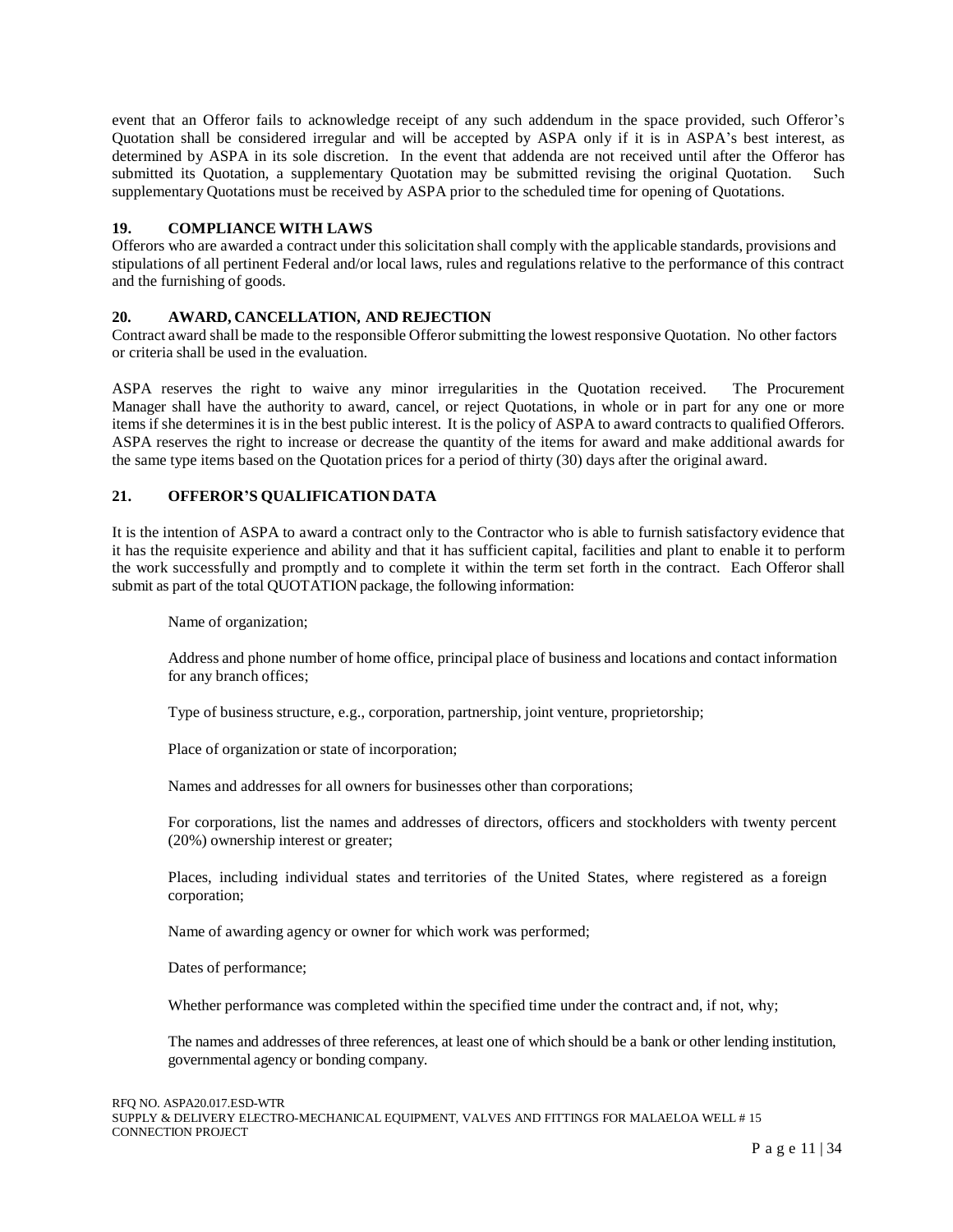event that an Offeror fails to acknowledge receipt of any such addendum in the space provided, such Offeror's Quotation shall be considered irregular and will be accepted by ASPA only if it is in ASPA's best interest, as determined by ASPA in its sole discretion. In the event that addenda are not received until after the Offeror has submitted its Quotation, a supplementary Quotation may be submitted revising the original Quotation. Such supplementary Quotations must be received by ASPA prior to the scheduled time for opening of Quotations.

**19. COMPLIANCE WITH LAWS**

Offerors who are awarded a contract under this solicitation shall comply with the applicable standards, provisions and stipulations of all pertinent Federal and/or local laws, rules and regulations relative to the performance of this contract and the furnishing of goods.

**20. AWARD, CANCELLATION, AND REJECTION**

Contract award shall be made to the responsible Offeror submitting the lowest responsive Quotation. No other factors or criteria shall be used in the evaluation.

ASPA reserves the right to waive any minor irregularities in the Quotation received. The Procurement Manager shall have the authority to award, cancel, or reject Quotations, in whole or in part for any one or more items if she determines it is in the best public interest. It is the policy of ASPA to award contracts to qualified Offerors. ASPA reserves the right to increase or decrease the quantity of the items for award and make additional awards for the same type items based on the Quotation prices for a period of thirty (30) days after the original award.

**21. OFFEROR'S QUALIFICATION DATA**

It is the intention of ASPA to award a contract only to the Contractor who is able to furnish satisfactory evidence that it has the requisite experience and ability and that it has sufficient capital, facilities and plant to enable it to perform the work successfully and promptly and to complete it within the term set forth in the contract. Each Offeror shall submit as part of the total QUOTATION package, the following information:

Name of organization;

Address and phone number of home office, principal place of business and locations and contact information for any branch offices;

Type of business structure, e.g., corporation, partnership, joint venture, proprietorship;

Place of organization or state of incorporation;

Names and addresses for all owners for businesses other than corporations;

For corporations, list the names and addresses of directors, officers and stockholders with twenty percent (20%) ownership interest or greater;

Places, including individual states and territories of the United States, where registered as a foreign corporation;

Name of awarding agency or owner for which work was performed;

Dates of performance;

Whether performance was completed within the specified time under the contract and, if not, why;

The names and addresses of three references, at least one of which should be a bank or other lending institution, governmental agency or bonding company.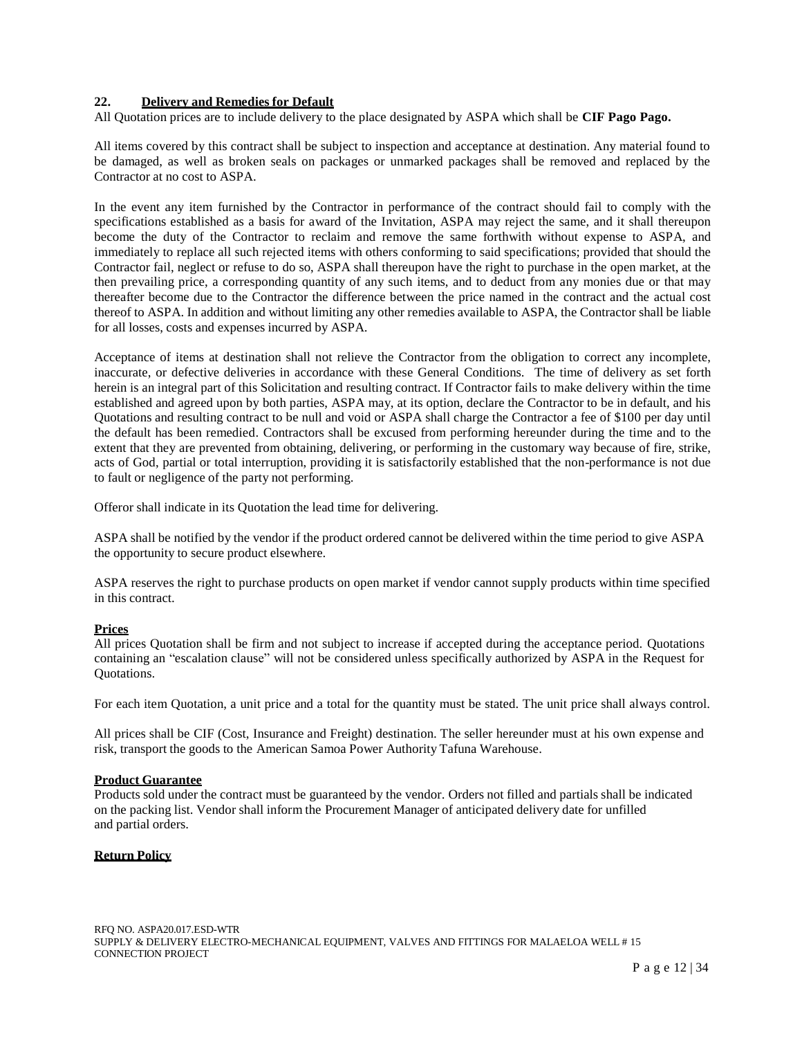## 22. Delivery and Remedies for Default

All Quotation prices are to include delivery to the place designated by ASPA which shall be **CIF Pago Pago.**

All items covered by this contract shall be subject to inspection and acceptance at destination. Any material found to be damaged, as well as broken seals on packages or unmarked packages shall be removed and replaced by the Contractor at no cost to ASPA.

In the event any item furnished by the Contractor in performance of the contract should fail to comply with the specifications established as a basis for award of the Invitation, ASPA may reject the same, and it shall thereupon become the duty of the Contractor to reclaim and remove the same forthwith without expense to ASPA, and immediately to replace all such rejected items with others conforming to said specifications; provided that should the Contractor fail, neglect or refuse to do so, ASPA shall thereupon have the right to purchase in the open market, at the then prevailing price, a corresponding quantity of any such items, and to deduct from any monies due or that may thereafter become due to the Contractor the difference between the price named in the contract and the actual cost thereof to ASPA. In addition and without limiting any other remedies available to ASPA, the Contractor shall be liable for all losses, costs and expenses incurred by ASPA.

Acceptance of items at destination shall not relieve the Contractor from the obligation to correct any incomplete, inaccurate, or defective deliveries in accordance with these General Conditions. The time of delivery as set forth herein is an integral part of this Solicitation and resulting contract. If Contractor fails to make delivery within the time established and agreed upon by both parties, ASPA may, at its option, declare the Contractor to be in default, and his Quotations and resulting contract to be null and void or ASPA shall charge the Contractor a fee of $100 per day until the default has been remedied. Contractors shall be excused from performing hereunder during the time and to the extent that they are prevented from obtaining, delivering, or performing in the customary way because of fire, strike, acts of God, partial or total interruption, providing it is satisfactorily established that the non-performance is not due to fault or negligence of the party not performing.

Offeror shall indicate in its Quotation the lead time for delivering.

ASPA shall be notified by the vendor if the product ordered cannot be delivered within the time period to give ASPA the opportunity to secure product elsewhere.

ASPA reserves the right to purchase products on open market if vendor cannot supply products within time specified in this contract.

### Prices

All prices Quotation shall be firm and not subject to increase if accepted during the acceptance period. Quotations containing an "escalation clause" will not be considered unless specifically authorized by ASPA in the Request for Quotations.

For each item Quotation, a unit price and a total for the quantity must be stated. The unit price shall always control.

All prices shall be CIF (Cost, Insurance and Freight) destination. The seller hereunder must at his own expense and risk, transport the goods to the American Samoa Power Authority Tafuna Warehouse.

### Product Guarantee

Products sold under the contract must be guaranteed by the vendor. Orders not filled and partials shall be indicated on the packing list. Vendor shall inform the Procurement Manager of anticipated delivery date for unfilled and partial orders.

### Return Policy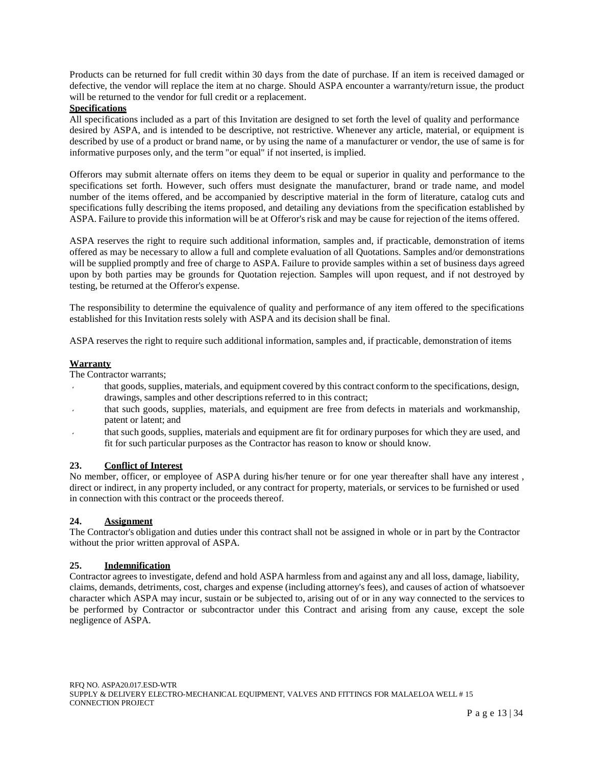Products can be returned for full credit within 30 days from the date of purchase. If an item is received damaged or defective, the vendor will replace the item at no charge. Should ASPA encounter a warranty/return issue, the product will be returned to the vendor for full credit or a replacement.

**Specifications**

All specifications included as a part of this Invitation are designed to set forth the level of quality and performance desired by ASPA, and is intended to be descriptive, not restrictive. Whenever any article, material, or equipment is described by use of a product or brand name, or by using the name of a manufacturer or vendor, the use of same is for informative purposes only, and the term "or equal" if not inserted, is implied.

Offerors may submit alternate offers on items they deem to be equal or superior in quality and performance to the specifications set forth. However, such offers must designate the manufacturer, brand or trade name, and model number of the items offered, and be accompanied by descriptive material in the form of literature, catalog cuts and specifications fully describing the items proposed, and detailing any deviations from the specification established by ASPA. Failure to provide this information will be at Offeror's risk and may be cause for rejection of the items offered.

ASPA reserves the right to require such additional information, samples and, if practicable, demonstration of items offered as may be necessary to allow a full and complete evaluation of all Quotations. Samples and/or demonstrations will be supplied promptly and free of charge to ASPA. Failure to provide samples within a set of business days agreed upon by both parties may be grounds for Quotation rejection. Samples will upon request, and if not destroyed by testing, be returned at the Offeror's expense.

The responsibility to determine the equivalence of quality and performance of any item offered to the specifications established for this Invitation rests solely with ASPA and its decision shall be final.

ASPA reserves the right to require such additional information, samples and, if practicable, demonstration of items

**Warranty**

The Contractor warrants;

- that goods, supplies, materials, and equipment covered by this contract conform to the specifications, design, drawings, samples and other descriptions referred to in this contract;
- that such goods, supplies, materials, and equipment are free from defects in materials and workmanship, patent or latent; and
- that such goods, supplies, materials and equipment are fit for ordinary purposes for which they are used, and fit for such particular purposes as the Contractor has reason to know or should know.

**23. Conflict of Interest**

No member, officer, or employee of ASPA during his/her tenure or for one year thereafter shall have any interest , direct or indirect, in any property included, or any contract for property, materials, or services to be furnished or used in connection with this contract or the proceeds thereof.

**24. Assignment**

The Contractor's obligation and duties under this contract shall not be assigned in whole or in part by the Contractor without the prior written approval of ASPA.

**25. Indemnification**

Contractor agrees to investigate, defend and hold ASPA harmless from and against any and all loss, damage, liability, claims, demands, detriments, cost, charges and expense (including attorney's fees), and causes of action of whatsoever character which ASPA may incur, sustain or be subjected to, arising out of or in any way connected to the services to be performed by Contractor or subcontractor under this Contract and arising from any cause, except the sole negligence of ASPA.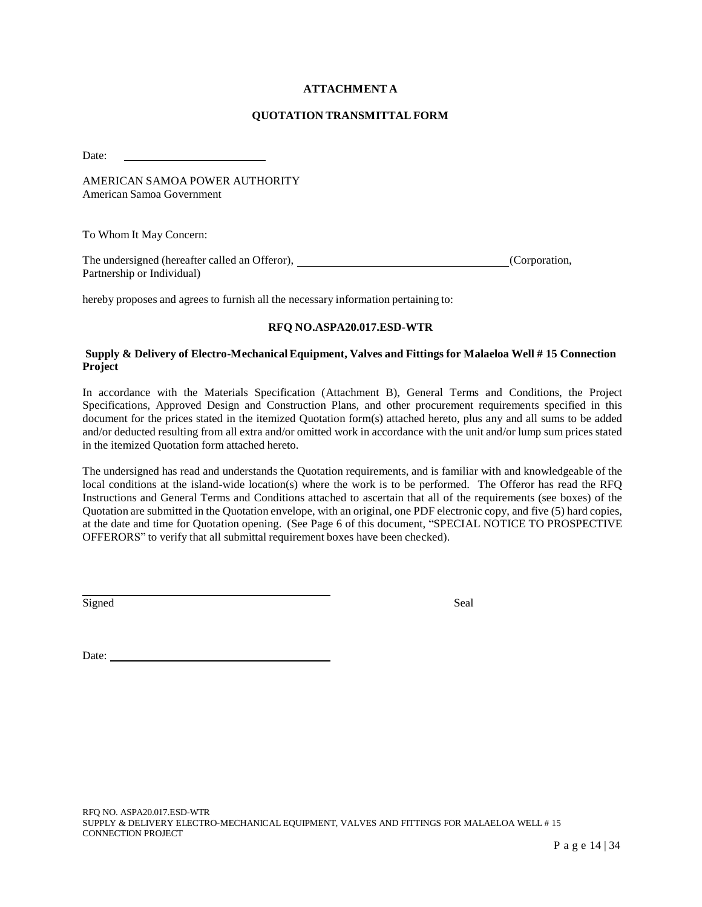**ATTACHMENT A**

**QUOTATION TRANSMITTAL FORM**

Date: ________________________

AMERICAN SAMOA POWER AUTHORITY
American Samoa Government

To Whom It May Concern:

The undersigned (hereafter called an Offeror), ____________________________________ (Corporation, Partnership or Individual)

hereby proposes and agrees to furnish all the necessary information pertaining to:

**RFQ NO.ASPA20.017.ESD-WTR**

**Supply & Delivery of Electro-Mechanical Equipment, Valves and Fittings for Malaeloa Well # 15 Connection Project**

In accordance with the Materials Specification (Attachment B), General Terms and Conditions, the Project Specifications, Approved Design and Construction Plans, and other procurement requirements specified in this document for the prices stated in the itemized Quotation form(s) attached hereto, plus any and all sums to be added and/or deducted resulting from all extra and/or omitted work in accordance with the unit and/or lump sum prices stated in the itemized Quotation form attached hereto.

The undersigned has read and understands the Quotation requirements, and is familiar with and knowledgeable of the local conditions at the island-wide location(s) where the work is to be performed. The Offeror has read the RFQ Instructions and General Terms and Conditions attached to ascertain that all of the requirements (see boxes) of the Quotation are submitted in the Quotation envelope, with an original, one PDF electronic copy, and five (5) hard copies, at the date and time for Quotation opening. (See Page 6 of this document, "SPECIAL NOTICE TO PROSPECTIVE OFFERORS" to verify that all submittal requirement boxes have been checked).

____________________________________________

Signed                                                                                    Seal

Date: ____________________________________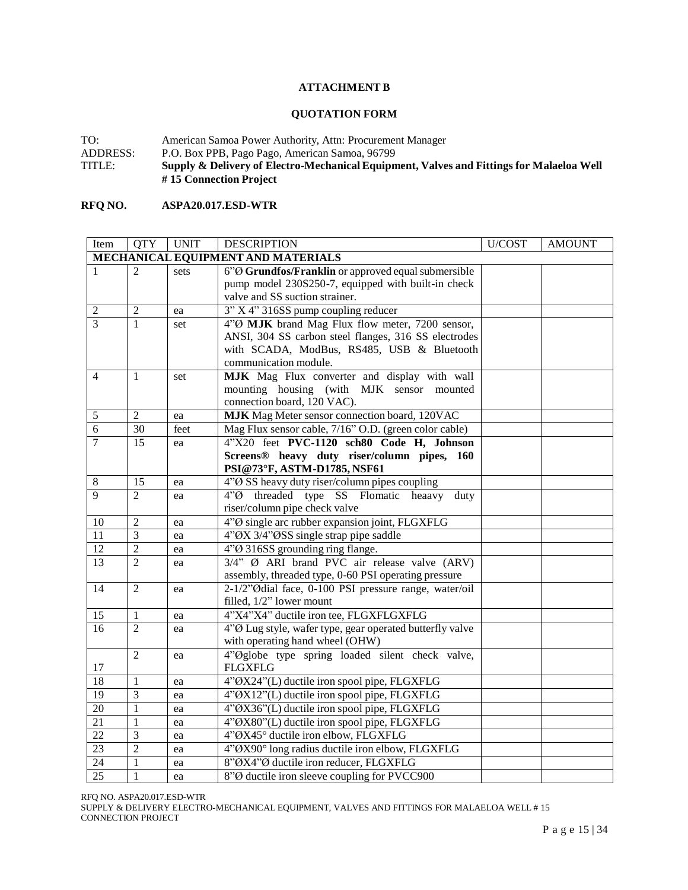**ATTACHMENT B**

**QUOTATION FORM**

TO: American Samoa Power Authority, Attn: Procurement Manager
ADDRESS: P.O. Box PPB, Pago Pago, American Samoa, 96799
TITLE: **Supply & Delivery of Electro-Mechanical Equipment, Valves and Fittings for Malaeloa Well # 15 Connection Project**

**RFQ NO. ASPA20.017.ESD-WTR**

| Item | QTY | UNIT | DESCRIPTION | U/COST | AMOUNT |
|---|---|---|---|---|---|
| **MECHANICAL EQUIPMENT AND MATERIALS** | | | | | |
| 1 | 2 | sets | 6"Ø **Grundfos/Franklin** or approved equal submersible pump model 230S250-7, equipped with built-in check valve and SS suction strainer. | | |
| 2 | 2 | ea | 3" X 4" 316SS pump coupling reducer | | |
| 3 | 1 | set | 4"Ø **MJK** brand Mag Flux flow meter, 7200 sensor, ANSI, 304 SS carbon steel flanges, 316 SS electrodes with SCADA, ModBus, RS485, USB & Bluetooth communication module. | | |
| 4 | 1 | set | **MJK** Mag Flux converter and display with wall mounting housing (with MJK sensor mounted connection board, 120 VAC). | | |
| 5 | 2 | ea | **MJK** Mag Meter sensor connection board, 120VAC | | |
| 6 | 30 | feet | Mag Flux sensor cable, 7/16" O.D. (green color cable) | | |
| 7 | 15 | ea | 4"X20 feet **PVC-1120 sch80 Code H, Johnson Screens® heavy duty riser/column pipes, 160 PSI@73°F, ASTM-D1785, NSF61** | | |
| 8 | 15 | ea | 4"Ø SS heavy duty riser/column pipes coupling | | |
| 9 | 2 | ea | 4"Ø threaded type SS Flomatic heaavy duty riser/column pipe check valve | | |
| 10 | 2 | ea | 4"Ø single arc rubber expansion joint, FLGXFLG | | |
| 11 | 3 | ea | 4"ØX 3/4"ØSS single strap pipe saddle | | |
| 12 | 2 | ea | 4"Ø 316SS grounding ring flange. | | |
| 13 | 2 | ea | 3/4" Ø ARI brand PVC air release valve (ARV) assembly, threaded type, 0-60 PSI operating pressure | | |
| 14 | 2 | ea | 2-1/2"Ødial face, 0-100 PSI pressure range, water/oil filled, 1/2" lower mount | | |
| 15 | 1 | ea | 4"X4"X4" ductile iron tee, FLGXFLGXFLG | | |
| 16 | 2 | ea | 4"Ø Lug style, wafer type, gear operated butterfly valve with operating hand wheel (OHW) | | |
| 17 | 2 | ea | 4"Øglobe type spring loaded silent check valve, FLGXFLG | | |
| 18 | 1 | ea | 4"ØX24"(L) ductile iron spool pipe, FLGXFLG | | |
| 19 | 3 | ea | 4"ØX12"(L) ductile iron spool pipe, FLGXFLG | | |
| 20 | 1 | ea | 4"ØX36"(L) ductile iron spool pipe, FLGXFLG | | |
| 21 | 1 | ea | 4"ØX80"(L) ductile iron spool pipe, FLGXFLG | | |
| 22 | 3 | ea | 4"ØX45° ductile iron elbow, FLGXFLG | | |
| 23 | 2 | ea | 4"ØX90° long radius ductile iron elbow, FLGXFLG | | |
| 24 | 1 | ea | 8"ØX4"Ø ductile iron reducer, FLGXFLG | | |
| 25 | 1 | ea | 8"Ø ductile iron sleeve coupling for PVCC900 | | |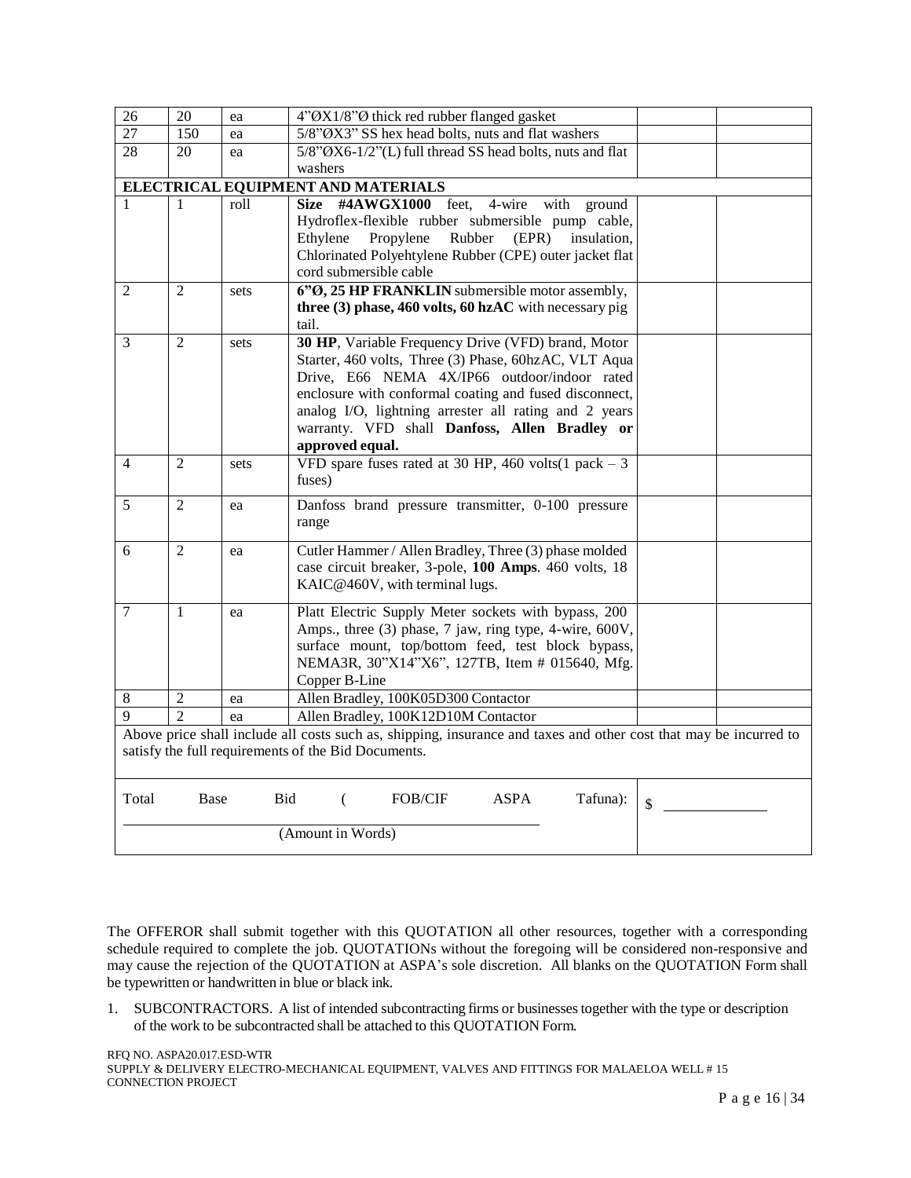| | | | | | |
|---|---|---|---|---|---|
| 26 | 20 | ea | 4"ØX1/8"Ø thick red rubber flanged gasket | | |
| 27 | 150 | ea | 5/8"ØX3" SS hex head bolts, nuts and flat washers | | |
| 28 | 20 | ea | 5/8"ØX6-1/2"(L) full thread SS head bolts, nuts and flat washers | | |
| **ELECTRICAL EQUIPMENT AND MATERIALS** | | | | | |
| 1 | 1 | roll | **Size #4AWGX1000** feet, 4-wire with ground Hydroflex-flexible rubber submersible pump cable, Ethylene Propylene Rubber (EPR) insulation, Chlorinated Polyehtylene Rubber (CPE) outer jacket flat cord submersible cable | | |
| 2 | 2 | sets | **6"Ø, 25 HP FRANKLIN** submersible motor assembly, **three (3) phase, 460 volts, 60 hzAC** with necessary pig tail. | | |
| 3 | 2 | sets | **30 HP**, Variable Frequency Drive (VFD) brand, Motor Starter, 460 volts, Three (3) Phase, 60hzAC, VLT Aqua Drive, E66 NEMA 4X/IP66 outdoor/indoor rated enclosure with conformal coating and fused disconnect, analog I/O, lightning arrester all rating and 2 years warranty. VFD shall **Danfoss, Allen Bradley or approved equal.** | | |
| 4 | 2 | sets | VFD spare fuses rated at 30 HP, 460 volts(1 pack – 3 fuses) | | |
| 5 | 2 | ea | Danfoss brand pressure transmitter, 0-100 pressure range | | |
| 6 | 2 | ea | Cutler Hammer / Allen Bradley, Three (3) phase molded case circuit breaker, 3-pole, **100 Amps**. 460 volts, 18 KAIC@460V, with terminal lugs. | | |
| 7 | 1 | ea | Platt Electric Supply Meter sockets with bypass, 200 Amps., three (3) phase, 7 jaw, ring type, 4-wire, 600V, surface mount, top/bottom feed, test block bypass, NEMA3R, 30"X14"X6", 127TB, Item # 015640, Mfg. Copper B-Line | | |
| 8 | 2 | ea | Allen Bradley, 100K05D300 Contactor | | |
| 9 | 2 | ea | Allen Bradley, 100K12D10M Contactor | | |
| Above price shall include all costs such as, shipping, insurance and taxes and other cost that may be incurred to satisfy the full requirements of the Bid Documents. | | | | | |
| Total Base Bid ( FOB/CIF ASPA Tafuna): ______________________ (Amount in Words) | | | | $ __________ | |

The OFFEROR shall submit together with this QUOTATION all other resources, together with a corresponding schedule required to complete the job. QUOTATIONs without the foregoing will be considered non-responsive and may cause the rejection of the QUOTATION at ASPA's sole discretion. All blanks on the QUOTATION Form shall be typewritten or handwritten in blue or black ink.

1. SUBCONTRACTORS. A list of intended subcontracting firms or businesses together with the type or description of the work to be subcontracted shall be attached to this QUOTATION Form.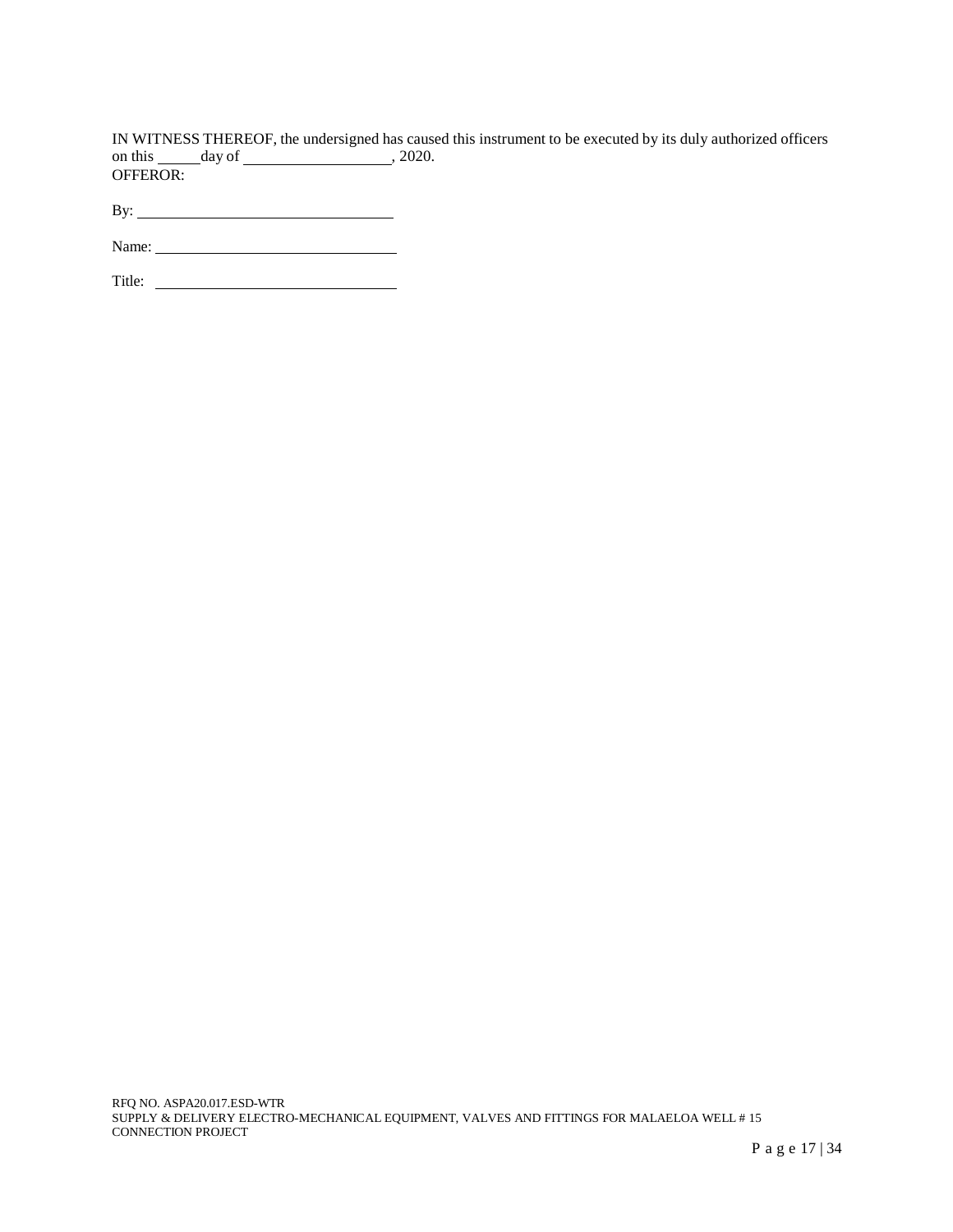IN WITNESS THEREOF, the undersigned has caused this instrument to be executed by its duly authorized officers on this _____ day of ___________________, 2020.
OFFEROR:

By: ________________________________

Name: ______________________________

Title: ______________________________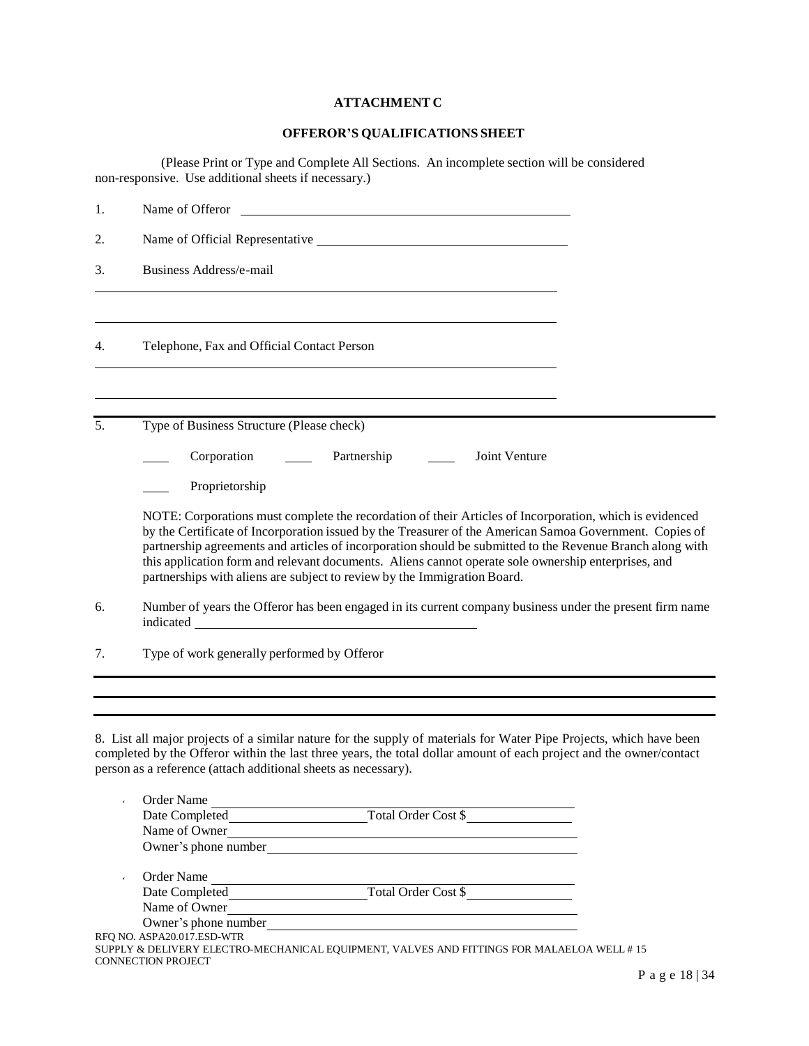**ATTACHMENT C**

**OFFEROR'S QUALIFICATIONS SHEET**

(Please Print or Type and Complete All Sections. An incomplete section will be considered non-responsive. Use additional sheets if necessary.)

1. Name of Offeror \_\_\_\_\_\_\_\_\_\_\_\_\_\_\_\_\_\_\_\_\_\_\_\_\_\_\_\_\_\_\_\_\_\_\_\_\_\_\_\_

2. Name of Official Representative \_\_\_\_\_\_\_\_\_\_\_\_\_\_\_\_\_\_\_\_\_\_\_\_\_\_\_\_\_\_\_\_

3. Business Address/e-mail

\_\_\_\_\_\_\_\_\_\_\_\_\_\_\_\_\_\_\_\_\_\_\_\_\_\_\_\_\_\_\_\_\_\_\_\_\_\_\_\_\_\_\_\_\_\_\_\_\_\_\_\_\_\_\_\_

\_\_\_\_\_\_\_\_\_\_\_\_\_\_\_\_\_\_\_\_\_\_\_\_\_\_\_\_\_\_\_\_\_\_\_\_\_\_\_\_\_\_\_\_\_\_\_\_\_\_\_\_\_\_\_\_

4. Telephone, Fax and Official Contact Person

\_\_\_\_\_\_\_\_\_\_\_\_\_\_\_\_\_\_\_\_\_\_\_\_\_\_\_\_\_\_\_\_\_\_\_\_\_\_\_\_\_\_\_\_\_\_\_\_\_\_\_\_\_\_\_\_

\_\_\_\_\_\_\_\_\_\_\_\_\_\_\_\_\_\_\_\_\_\_\_\_\_\_\_\_\_\_\_\_\_\_\_\_\_\_\_\_\_\_\_\_\_\_\_\_\_\_\_\_\_\_\_\_

5. Type of Business Structure (Please check)

\_\_\_\_ Corporation \_\_\_\_ Partnership \_\_\_\_ Joint Venture

\_\_\_\_ Proprietorship

NOTE: Corporations must complete the recordation of their Articles of Incorporation, which is evidenced by the Certificate of Incorporation issued by the Treasurer of the American Samoa Government. Copies of partnership agreements and articles of incorporation should be submitted to the Revenue Branch along with this application form and relevant documents. Aliens cannot operate sole ownership enterprises, and partnerships with aliens are subject to review by the Immigration Board.

6. Number of years the Offeror has been engaged in its current company business under the present firm name indicated \_\_\_\_\_\_\_\_\_\_\_\_\_\_\_\_\_\_\_\_\_\_\_\_\_\_\_\_\_\_\_\_\_\_\_\_

7. Type of work generally performed by Offeror

\_\_\_\_\_\_\_\_\_\_\_\_\_\_\_\_\_\_\_\_\_\_\_\_\_\_\_\_\_\_\_\_\_\_\_\_\_\_\_\_\_\_\_\_\_\_\_\_\_\_\_\_\_\_\_\_

\_\_\_\_\_\_\_\_\_\_\_\_\_\_\_\_\_\_\_\_\_\_\_\_\_\_\_\_\_\_\_\_\_\_\_\_\_\_\_\_\_\_\_\_\_\_\_\_\_\_\_\_\_\_\_\_

8. List all major projects of a similar nature for the supply of materials for Water Pipe Projects, which have been completed by the Offeror within the last three years, the total dollar amount of each project and the owner/contact person as a reference (attach additional sheets as necessary).

- Order Name \_\_\_\_\_\_\_\_\_\_\_\_\_\_\_\_\_\_\_\_\_\_\_\_\_\_\_\_\_\_\_\_\_\_\_\_\_\_\_\_
  Date Completed\_\_\_\_\_\_\_\_\_\_\_\_\_\_\_\_\_\_\_\_Total Order Cost $\_\_\_\_\_\_\_\_\_\_\_\_\_\_\_\_
  Name of Owner\_\_\_\_\_\_\_\_\_\_\_\_\_\_\_\_\_\_\_\_\_\_\_\_\_\_\_\_\_\_\_\_\_\_\_\_\_\_\_\_
  Owner's phone number\_\_\_\_\_\_\_\_\_\_\_\_\_\_\_\_\_\_\_\_\_\_\_\_\_\_\_\_\_\_\_\_\_\_

- Order Name \_\_\_\_\_\_\_\_\_\_\_\_\_\_\_\_\_\_\_\_\_\_\_\_\_\_\_\_\_\_\_\_\_\_\_\_\_\_\_\_
  Date Completed\_\_\_\_\_\_\_\_\_\_\_\_\_\_\_\_\_\_\_\_Total Order Cost $\_\_\_\_\_\_\_\_\_\_\_\_\_\_\_\_
  Name of Owner\_\_\_\_\_\_\_\_\_\_\_\_\_\_\_\_\_\_\_\_\_\_\_\_\_\_\_\_\_\_\_\_\_\_\_\_\_\_\_\_
  Owner's phone number\_\_\_\_\_\_\_\_\_\_\_\_\_\_\_\_\_\_\_\_\_\_\_\_\_\_\_\_\_\_\_\_\_\_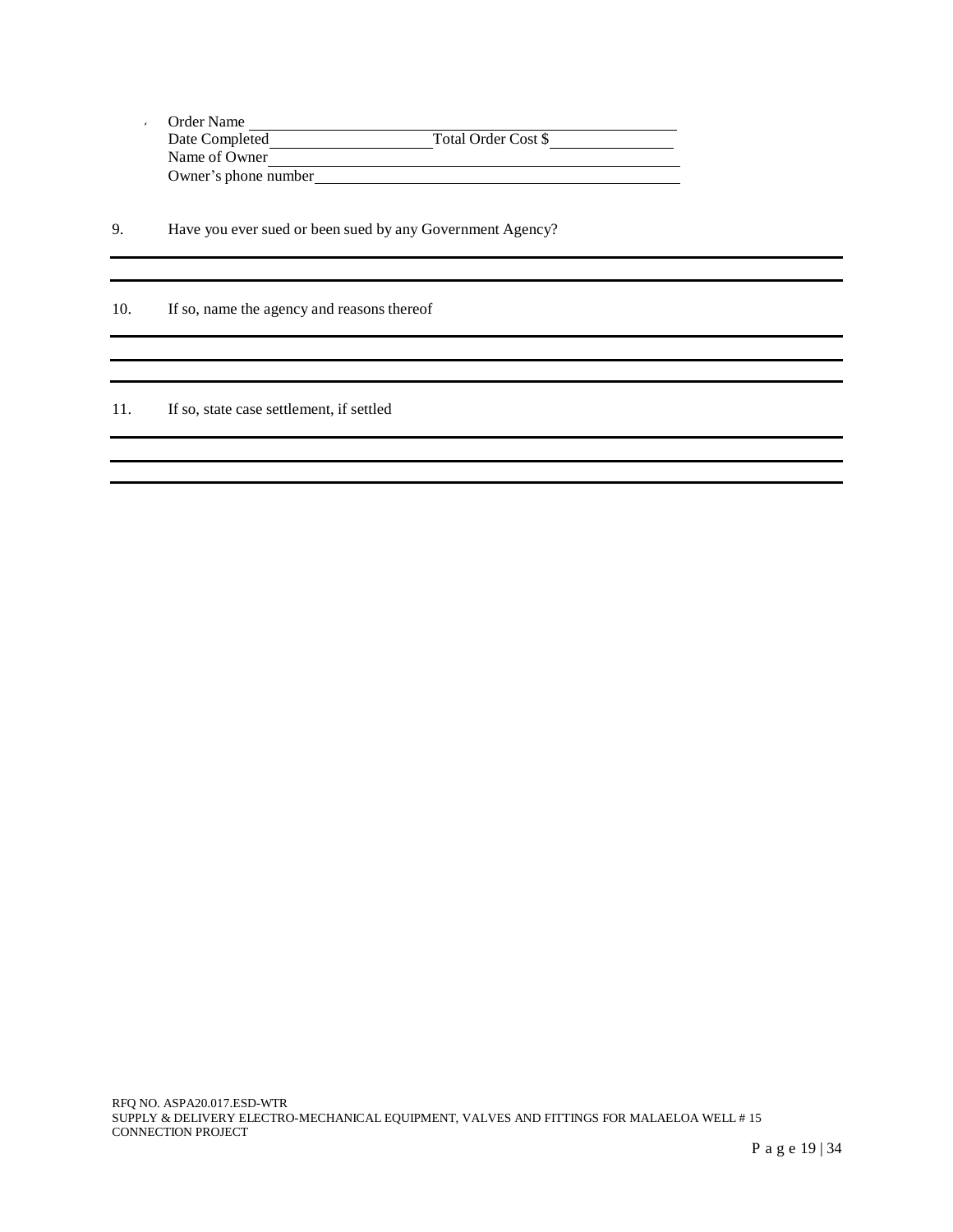- Order Name \_\_\_\_\_\_\_\_\_\_\_\_\_\_\_\_\_\_\_\_\_\_\_\_\_\_\_\_\_\_\_\_\_\_\_\_\_\_\_\_
  Date Completed\_\_\_\_\_\_\_\_\_\_\_\_\_\_\_\_\_\_\_\_Total Order Cost $\_\_\_\_\_\_\_\_\_\_\_\_\_\_\_
  Name of Owner\_\_\_\_\_\_\_\_\_\_\_\_\_\_\_\_\_\_\_\_\_\_\_\_\_\_\_\_\_\_\_\_\_\_\_\_\_\_\_\_\_\_\_\_\_\_\_\_\_\_
  Owner's phone number\_\_\_\_\_\_\_\_\_\_\_\_\_\_\_\_\_\_\_\_\_\_\_\_\_\_\_\_\_\_\_\_\_\_\_\_\_\_\_\_\_\_\_\_

9. Have you ever sued or been sued by any Government Agency?

\_\_\_\_\_\_\_\_\_\_\_\_\_\_\_\_\_\_\_\_\_\_\_\_\_\_\_\_\_\_\_\_\_\_\_\_\_\_\_\_\_\_\_\_\_\_\_\_\_\_\_\_\_\_\_\_\_\_\_\_\_\_\_\_\_\_\_\_\_\_\_\_\_\_\_\_\_\_

\_\_\_\_\_\_\_\_\_\_\_\_\_\_\_\_\_\_\_\_\_\_\_\_\_\_\_\_\_\_\_\_\_\_\_\_\_\_\_\_\_\_\_\_\_\_\_\_\_\_\_\_\_\_\_\_\_\_\_\_\_\_\_\_\_\_\_\_\_\_\_\_\_\_\_\_\_\_

10. If so, name the agency and reasons thereof

\_\_\_\_\_\_\_\_\_\_\_\_\_\_\_\_\_\_\_\_\_\_\_\_\_\_\_\_\_\_\_\_\_\_\_\_\_\_\_\_\_\_\_\_\_\_\_\_\_\_\_\_\_\_\_\_\_\_\_\_\_\_\_\_\_\_\_\_\_\_\_\_\_\_\_\_\_\_

\_\_\_\_\_\_\_\_\_\_\_\_\_\_\_\_\_\_\_\_\_\_\_\_\_\_\_\_\_\_\_\_\_\_\_\_\_\_\_\_\_\_\_\_\_\_\_\_\_\_\_\_\_\_\_\_\_\_\_\_\_\_\_\_\_\_\_\_\_\_\_\_\_\_\_\_\_\_

\_\_\_\_\_\_\_\_\_\_\_\_\_\_\_\_\_\_\_\_\_\_\_\_\_\_\_\_\_\_\_\_\_\_\_\_\_\_\_\_\_\_\_\_\_\_\_\_\_\_\_\_\_\_\_\_\_\_\_\_\_\_\_\_\_\_\_\_\_\_\_\_\_\_\_\_\_\_

11. If so, state case settlement, if settled

\_\_\_\_\_\_\_\_\_\_\_\_\_\_\_\_\_\_\_\_\_\_\_\_\_\_\_\_\_\_\_\_\_\_\_\_\_\_\_\_\_\_\_\_\_\_\_\_\_\_\_\_\_\_\_\_\_\_\_\_\_\_\_\_\_\_\_\_\_\_\_\_\_\_\_\_\_\_

\_\_\_\_\_\_\_\_\_\_\_\_\_\_\_\_\_\_\_\_\_\_\_\_\_\_\_\_\_\_\_\_\_\_\_\_\_\_\_\_\_\_\_\_\_\_\_\_\_\_\_\_\_\_\_\_\_\_\_\_\_\_\_\_\_\_\_\_\_\_\_\_\_\_\_\_\_\_

\_\_\_\_\_\_\_\_\_\_\_\_\_\_\_\_\_\_\_\_\_\_\_\_\_\_\_\_\_\_\_\_\_\_\_\_\_\_\_\_\_\_\_\_\_\_\_\_\_\_\_\_\_\_\_\_\_\_\_\_\_\_\_\_\_\_\_\_\_\_\_\_\_\_\_\_\_\_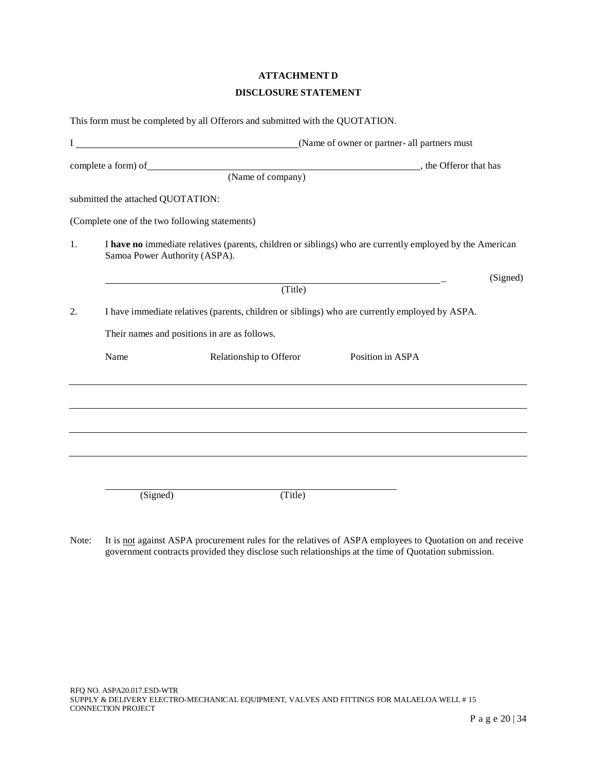## ATTACHMENT D

## DISCLOSURE STATEMENT

This form must be completed by all Offerors and submitted with the QUOTATION.

I ____________________________________________(Name of owner or partner- all partners must complete a form) of____________________________________________, the Offeror that has
(Name of company)

submitted the attached QUOTATION:

(Complete one of the two following statements)

1. I **have no** immediate relatives (parents, children or siblings) who are currently employed by the American Samoa Power Authority (ASPA).

   ____________________________________________ (Signed)
   (Title)

2. I have immediate relatives (parents, children or siblings) who are currently employed by ASPA.

   Their names and positions in are as follows.

| Name | Relationship to Offeror | Position in ASPA |
| --- | --- | --- |
| | | |
| | | |
| | | |
| | | |

____________________________________________
(Signed) (Title)

Note: It is not against ASPA procurement rules for the relatives of ASPA employees to Quotation on and receive government contracts provided they disclose such relationships at the time of Quotation submission.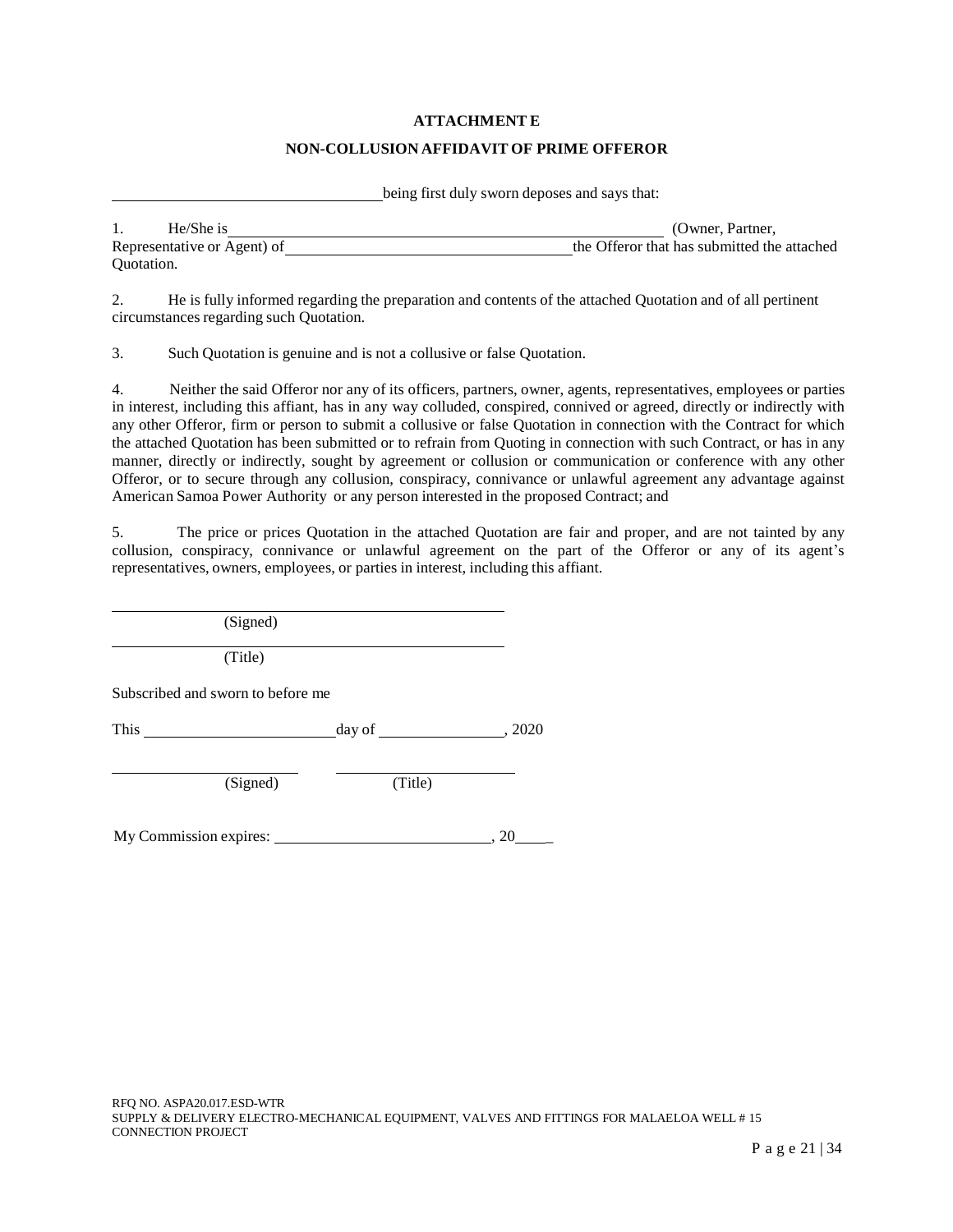**ATTACHMENT E**

**NON-COLLUSION AFFIDAVIT OF PRIME OFFEROR**

\_\_\_\_\_\_\_\_\_\_\_\_\_\_\_\_\_\_\_\_\_\_\_\_\_\_\_\_\_\_\_\_\_\_\_ being first duly sworn deposes and says that:

1. He/She is \_\_\_\_\_\_\_\_\_\_\_\_\_\_\_\_\_\_\_\_\_\_\_\_\_\_\_\_\_\_\_\_\_\_\_\_\_\_\_\_\_\_\_\_\_\_\_\_\_\_\_\_ (Owner, Partner, Representative or Agent) of \_\_\_\_\_\_\_\_\_\_\_\_\_\_\_\_\_\_\_\_\_\_\_\_\_\_\_\_\_\_\_\_\_\_\_\_\_\_ the Offeror that has submitted the attached Quotation.

2. He is fully informed regarding the preparation and contents of the attached Quotation and of all pertinent circumstances regarding such Quotation.

3. Such Quotation is genuine and is not a collusive or false Quotation.

4. Neither the said Offeror nor any of its officers, partners, owner, agents, representatives, employees or parties in interest, including this affiant, has in any way colluded, conspired, connived or agreed, directly or indirectly with any other Offeror, firm or person to submit a collusive or false Quotation in connection with the Contract for which the attached Quotation has been submitted or to refrain from Quoting in connection with such Contract, or has in any manner, directly or indirectly, sought by agreement or collusion or communication or conference with any other Offeror, or to secure through any collusion, conspiracy, connivance or unlawful agreement any advantage against American Samoa Power Authority or any person interested in the proposed Contract; and

5. The price or prices Quotation in the attached Quotation are fair and proper, and are not tainted by any collusion, conspiracy, connivance or unlawful agreement on the part of the Offeror or any of its agent's representatives, owners, employees, or parties in interest, including this affiant.

\_\_\_\_\_\_\_\_\_\_\_\_\_\_\_\_\_\_\_\_\_\_\_\_\_\_\_\_\_\_\_\_\_\_\_\_\_\_\_\_\_\_\_\_\_\_\_\_
(Signed)

\_\_\_\_\_\_\_\_\_\_\_\_\_\_\_\_\_\_\_\_\_\_\_\_\_\_\_\_\_\_\_\_\_\_\_\_\_\_\_\_\_\_\_\_\_\_\_\_
(Title)

Subscribed and sworn to before me

This \_\_\_\_\_\_\_\_\_\_\_\_\_\_\_\_\_\_\_\_\_\_\_\_\_ day of \_\_\_\_\_\_\_\_\_\_\_\_\_\_\_\_, 2020

\_\_\_\_\_\_\_\_\_\_\_\_\_\_\_\_\_\_\_\_\_\_\_\_ \_\_\_\_\_\_\_\_\_\_\_\_\_\_\_\_\_\_\_\_\_\_\_\_
(Signed) (Title)

My Commission expires: \_\_\_\_\_\_\_\_\_\_\_\_\_\_\_\_\_\_\_\_\_\_\_\_\_\_\_\_, 20\_\_\_\_\_

RFQ NO. ASPA20.017.ESD-WTR
SUPPLY & DELIVERY ELECTRO-MECHANICAL EQUIPMENT, VALVES AND FITTINGS FOR MALAELOA WELL # 15 CONNECTION PROJECT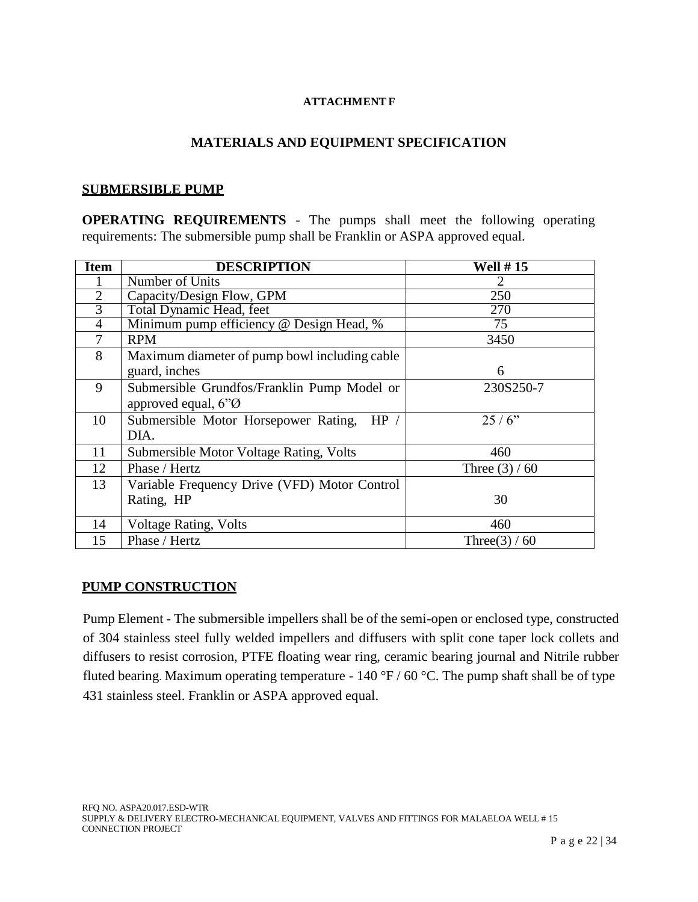**ATTACHMENT F**

## MATERIALS AND EQUIPMENT SPECIFICATION

### SUBMERSIBLE PUMP

**OPERATING REQUIREMENTS** - The pumps shall meet the following operating requirements: The submersible pump shall be Franklin or ASPA approved equal.

| Item | DESCRIPTION | Well # 15 |
|---|---|---|
| 1 | Number of Units | 2 |
| 2 | Capacity/Design Flow, GPM | 250 |
| 3 | Total Dynamic Head, feet | 270 |
| 4 | Minimum pump efficiency @ Design Head, % | 75 |
| 7 | RPM | 3450 |
| 8 | Maximum diameter of pump bowl including cable guard, inches | 6 |
| 9 | Submersible Grundfos/Franklin Pump Model or approved equal, 6"Ø | 230S250-7 |
| 10 | Submersible Motor Horsepower Rating, HP / DIA. | 25 / 6" |
| 11 | Submersible Motor Voltage Rating, Volts | 460 |
| 12 | Phase / Hertz | Three (3) / 60 |
| 13 | Variable Frequency Drive (VFD) Motor Control Rating, HP | 30 |
| 14 | Voltage Rating, Volts | 460 |
| 15 | Phase / Hertz | Three(3) / 60 |

### PUMP CONSTRUCTION

Pump Element - The submersible impellers shall be of the semi-open or enclosed type, constructed of 304 stainless steel fully welded impellers and diffusers with split cone taper lock collets and diffusers to resist corrosion, PTFE floating wear ring, ceramic bearing journal and Nitrile rubber fluted bearing. Maximum operating temperature - 140 °F / 60 °C. The pump shaft shall be of type 431 stainless steel. Franklin or ASPA approved equal.

RFQ NO. ASPA20.017.ESD-WTR
SUPPLY & DELIVERY ELECTRO-MECHANICAL EQUIPMENT, VALVES AND FITTINGS FOR MALAELOA WELL # 15 CONNECTION PROJECT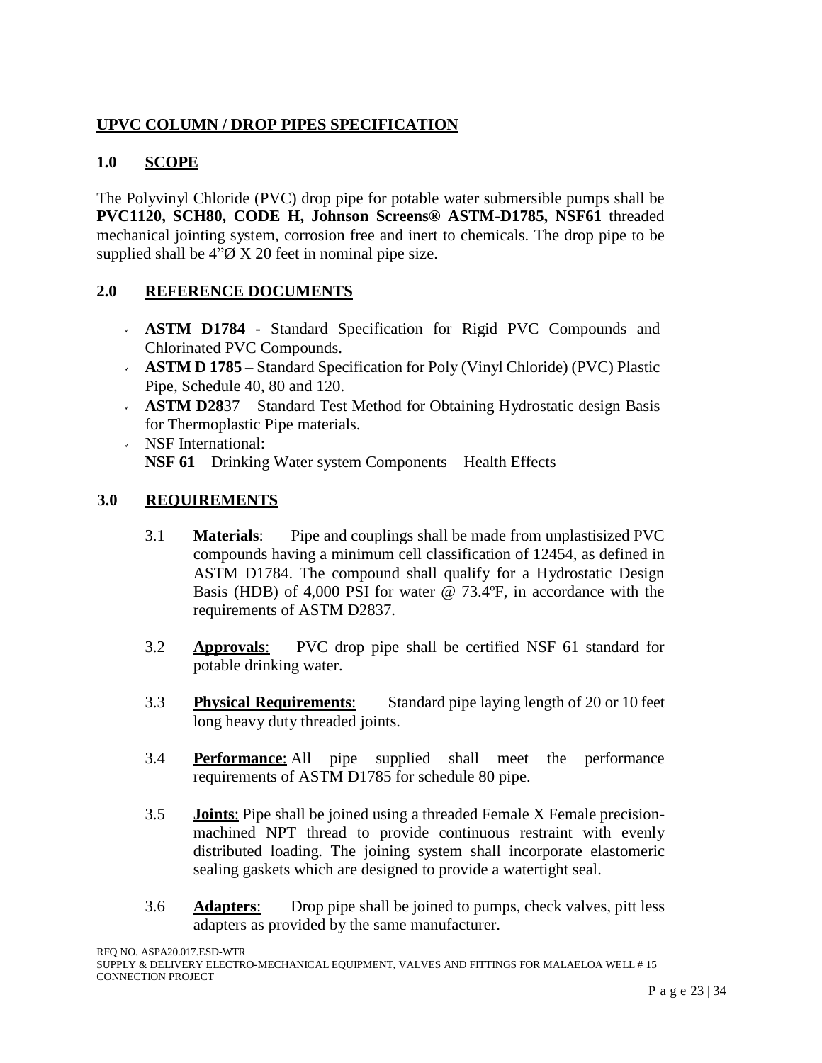## UPVC COLUMN / DROP PIPES SPECIFICATION

### 1.0 SCOPE

The Polyvinyl Chloride (PVC) drop pipe for potable water submersible pumps shall be **PVC1120, SCH80, CODE H, Johnson Screens® ASTM-D1785, NSF61** threaded mechanical jointing system, corrosion free and inert to chemicals. The drop pipe to be supplied shall be 4"Ø X 20 feet in nominal pipe size.

### 2.0 REFERENCE DOCUMENTS

- **ASTM D1784** - Standard Specification for Rigid PVC Compounds and Chlorinated PVC Compounds.
- **ASTM D 1785** – Standard Specification for Poly (Vinyl Chloride) (PVC) Plastic Pipe, Schedule 40, 80 and 120.
- **ASTM D28**37 – Standard Test Method for Obtaining Hydrostatic design Basis for Thermoplastic Pipe materials.
- NSF International:
  **NSF 61** – Drinking Water system Components – Health Effects

### 3.0 REQUIREMENTS

3.1 **Materials**: Pipe and couplings shall be made from unplastisized PVC compounds having a minimum cell classification of 12454, as defined in ASTM D1784. The compound shall qualify for a Hydrostatic Design Basis (HDB) of 4,000 PSI for water @ 73.4ºF, in accordance with the requirements of ASTM D2837.

3.2 **Approvals**: PVC drop pipe shall be certified NSF 61 standard for potable drinking water.

3.3 **Physical Requirements**: Standard pipe laying length of 20 or 10 feet long heavy duty threaded joints.

3.4 **Performance**: All pipe supplied shall meet the performance requirements of ASTM D1785 for schedule 80 pipe.

3.5 **Joints**: Pipe shall be joined using a threaded Female X Female precision-machined NPT thread to provide continuous restraint with evenly distributed loading. The joining system shall incorporate elastomeric sealing gaskets which are designed to provide a watertight seal.

3.6 **Adapters**: Drop pipe shall be joined to pumps, check valves, pitt less adapters as provided by the same manufacturer.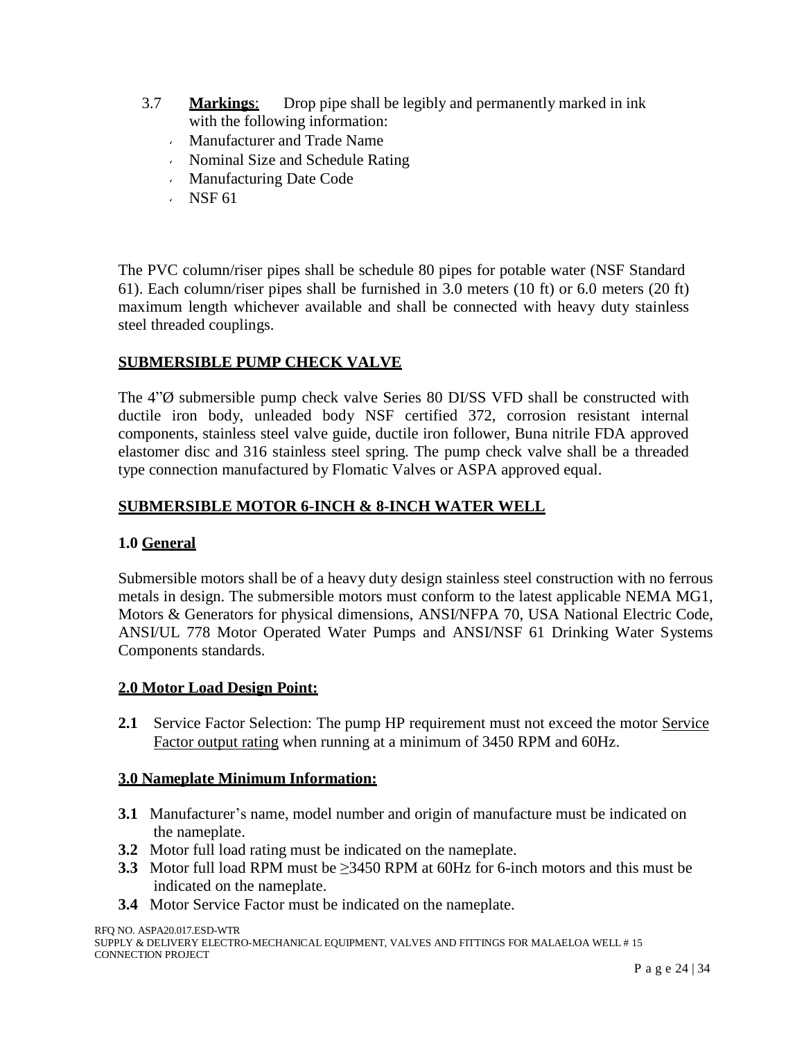3.7 **Markings**: Drop pipe shall be legibly and permanently marked in ink with the following information:

- Manufacturer and Trade Name
- Nominal Size and Schedule Rating
- Manufacturing Date Code
- NSF 61

The PVC column/riser pipes shall be schedule 80 pipes for potable water (NSF Standard 61). Each column/riser pipes shall be furnished in 3.0 meters (10 ft) or 6.0 meters (20 ft) maximum length whichever available and shall be connected with heavy duty stainless steel threaded couplings.

## SUBMERSIBLE PUMP CHECK VALVE

The 4"Ø submersible pump check valve Series 80 DI/SS VFD shall be constructed with ductile iron body, unleaded body NSF certified 372, corrosion resistant internal components, stainless steel valve guide, ductile iron follower, Buna nitrile FDA approved elastomer disc and 316 stainless steel spring. The pump check valve shall be a threaded type connection manufactured by Flomatic Valves or ASPA approved equal.

## SUBMERSIBLE MOTOR 6-INCH & 8-INCH WATER WELL

### 1.0 General

Submersible motors shall be of a heavy duty design stainless steel construction with no ferrous metals in design. The submersible motors must conform to the latest applicable NEMA MG1, Motors & Generators for physical dimensions, ANSI/NFPA 70, USA National Electric Code, ANSI/UL 778 Motor Operated Water Pumps and ANSI/NSF 61 Drinking Water Systems Components standards.

### 2.0 Motor Load Design Point:

**2.1** Service Factor Selection: The pump HP requirement must not exceed the motor Service Factor output rating when running at a minimum of 3450 RPM and 60Hz.

### 3.0 Nameplate Minimum Information:

**3.1** Manufacturer's name, model number and origin of manufacture must be indicated on the nameplate.
**3.2** Motor full load rating must be indicated on the nameplate.
**3.3** Motor full load RPM must be ≥3450 RPM at 60Hz for 6-inch motors and this must be indicated on the nameplate.
**3.4** Motor Service Factor must be indicated on the nameplate.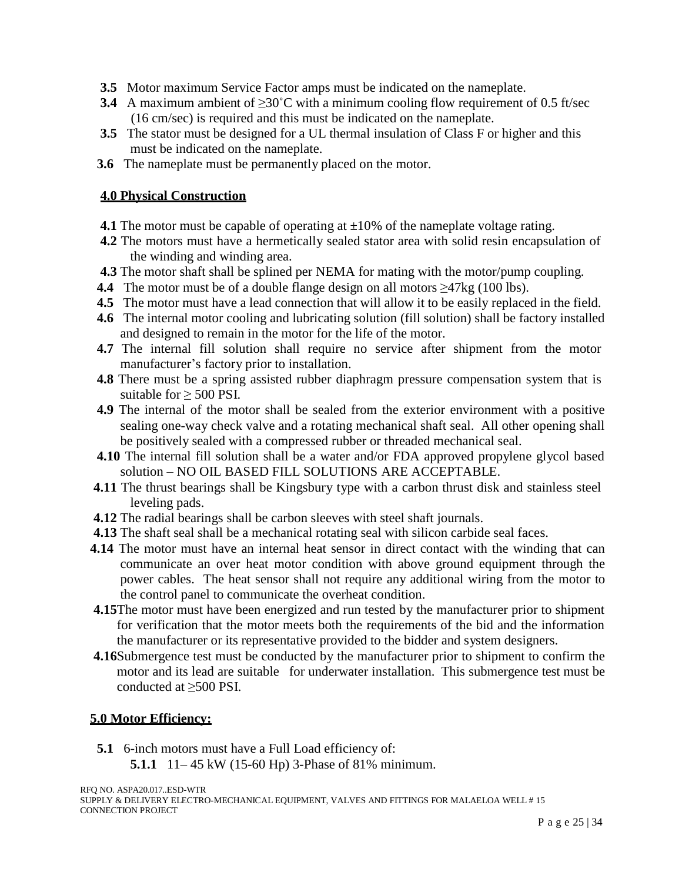**3.5** Motor maximum Service Factor amps must be indicated on the nameplate.

**3.4** A maximum ambient of ≥30˚C with a minimum cooling flow requirement of 0.5 ft/sec (16 cm/sec) is required and this must be indicated on the nameplate.

**3.5** The stator must be designed for a UL thermal insulation of Class F or higher and this must be indicated on the nameplate.

**3.6** The nameplate must be permanently placed on the motor.

## 4.0 Physical Construction

**4.1** The motor must be capable of operating at ±10% of the nameplate voltage rating.

**4.2** The motors must have a hermetically sealed stator area with solid resin encapsulation of the winding and winding area.

**4.3** The motor shaft shall be splined per NEMA for mating with the motor/pump coupling.

**4.4** The motor must be of a double flange design on all motors ≥47kg (100 lbs).

**4.5** The motor must have a lead connection that will allow it to be easily replaced in the field.

**4.6** The internal motor cooling and lubricating solution (fill solution) shall be factory installed and designed to remain in the motor for the life of the motor.

**4.7** The internal fill solution shall require no service after shipment from the motor manufacturer's factory prior to installation.

**4.8** There must be a spring assisted rubber diaphragm pressure compensation system that is suitable for ≥ 500 PSI.

**4.9** The internal of the motor shall be sealed from the exterior environment with a positive sealing one-way check valve and a rotating mechanical shaft seal. All other opening shall be positively sealed with a compressed rubber or threaded mechanical seal.

**4.10** The internal fill solution shall be a water and/or FDA approved propylene glycol based solution – NO OIL BASED FILL SOLUTIONS ARE ACCEPTABLE.

**4.11** The thrust bearings shall be Kingsbury type with a carbon thrust disk and stainless steel leveling pads.

**4.12** The radial bearings shall be carbon sleeves with steel shaft journals.

**4.13** The shaft seal shall be a mechanical rotating seal with silicon carbide seal faces.

**4.14** The motor must have an internal heat sensor in direct contact with the winding that can communicate an over heat motor condition with above ground equipment through the power cables. The heat sensor shall not require any additional wiring from the motor to the control panel to communicate the overheat condition.

**4.15** The motor must have been energized and run tested by the manufacturer prior to shipment for verification that the motor meets both the requirements of the bid and the information the manufacturer or its representative provided to the bidder and system designers.

**4.16** Submergence test must be conducted by the manufacturer prior to shipment to confirm the motor and its lead are suitable for underwater installation. This submergence test must be conducted at ≥500 PSI.

## 5.0 Motor Efficiency:

**5.1** 6-inch motors must have a Full Load efficiency of:

**5.1.1** 11– 45 kW (15-60 Hp) 3-Phase of 81% minimum.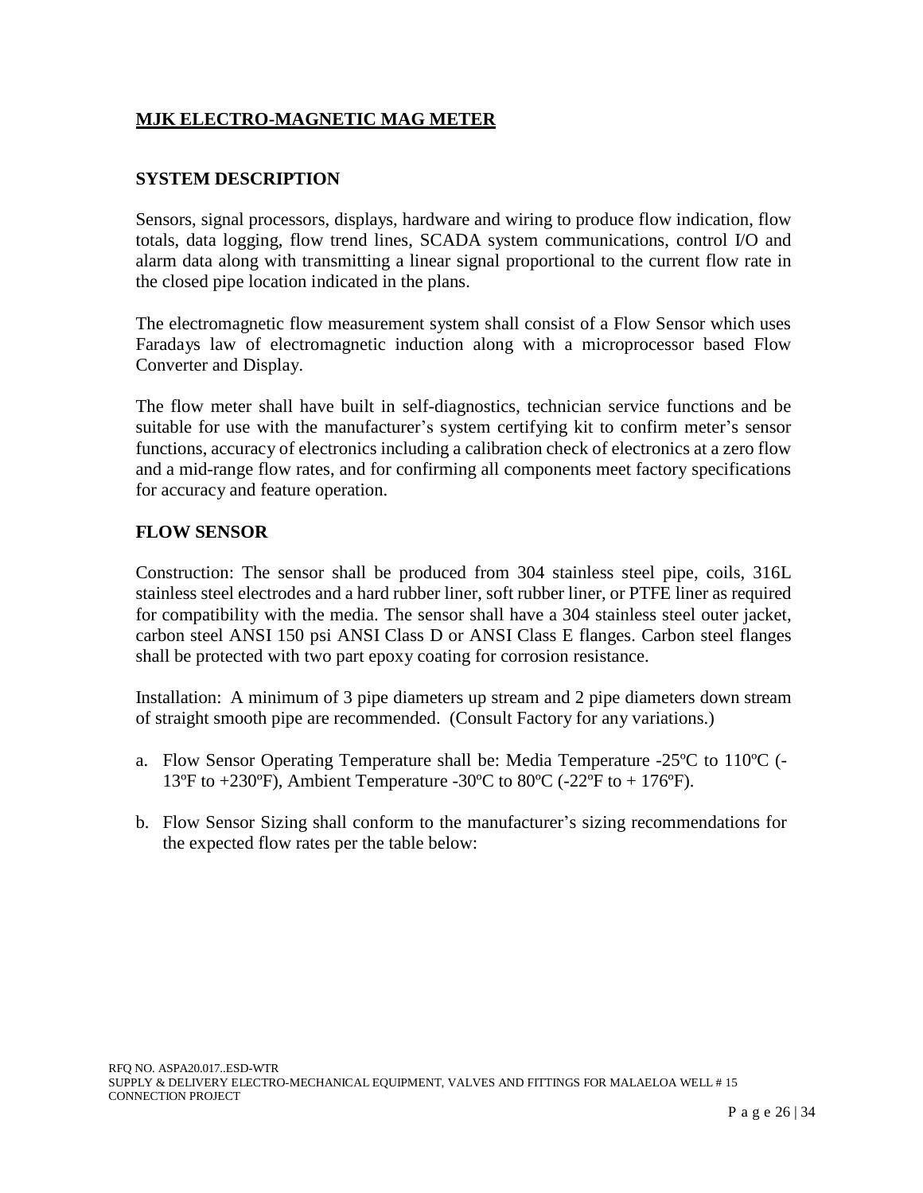## MJK ELECTRO-MAGNETIC MAG METER

### SYSTEM DESCRIPTION

Sensors, signal processors, displays, hardware and wiring to produce flow indication, flow totals, data logging, flow trend lines, SCADA system communications, control I/O and alarm data along with transmitting a linear signal proportional to the current flow rate in the closed pipe location indicated in the plans.

The electromagnetic flow measurement system shall consist of a Flow Sensor which uses Faradays law of electromagnetic induction along with a microprocessor based Flow Converter and Display.

The flow meter shall have built in self-diagnostics, technician service functions and be suitable for use with the manufacturer's system certifying kit to confirm meter's sensor functions, accuracy of electronics including a calibration check of electronics at a zero flow and a mid-range flow rates, and for confirming all components meet factory specifications for accuracy and feature operation.

### FLOW SENSOR

Construction: The sensor shall be produced from 304 stainless steel pipe, coils, 316L stainless steel electrodes and a hard rubber liner, soft rubber liner, or PTFE liner as required for compatibility with the media. The sensor shall have a 304 stainless steel outer jacket, carbon steel ANSI 150 psi ANSI Class D or ANSI Class E flanges. Carbon steel flanges shall be protected with two part epoxy coating for corrosion resistance.

Installation: A minimum of 3 pipe diameters up stream and 2 pipe diameters down stream of straight smooth pipe are recommended. (Consult Factory for any variations.)

a. Flow Sensor Operating Temperature shall be: Media Temperature -25ºC to 110ºC (-13ºF to +230ºF), Ambient Temperature -30ºC to 80ºC (-22ºF to + 176ºF).

b. Flow Sensor Sizing shall conform to the manufacturer's sizing recommendations for the expected flow rates per the table below: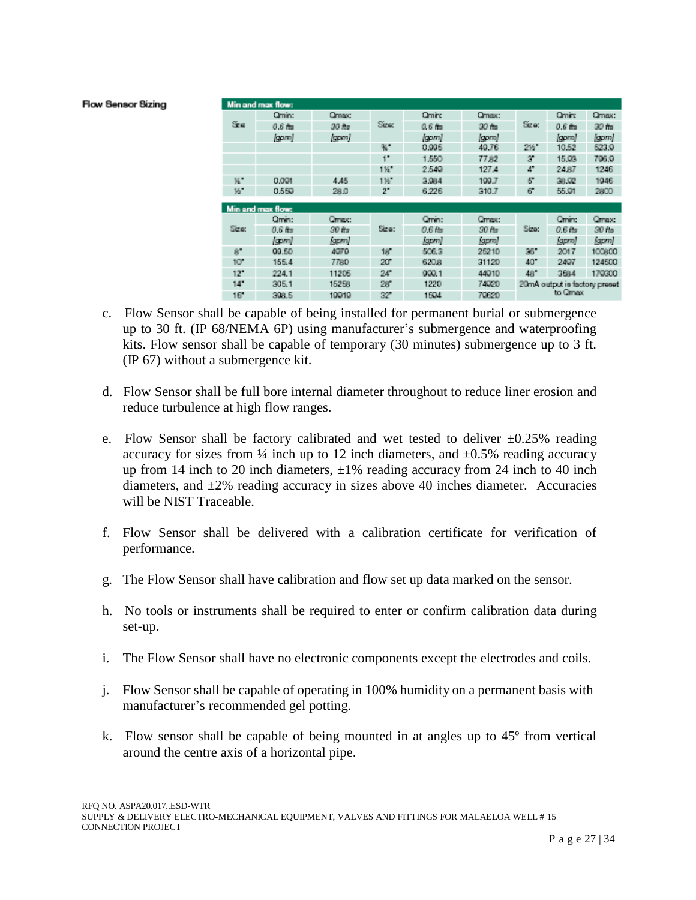**Flow Sensor Sizing**

| Min and max flow: | | | | | | | | |
|---|---|---|---|---|---|---|---|---|
| Size | Qmin: 0.6 ft/s [gpm] | Qmax: 30 ft/s [gpm] | Size: | Qmin: 0.6 ft/s [gpm] | Qmax: 30 ft/s [gpm] | Size: | Qmin: 0.6 ft/s [gpm] | Qmax: 30 ft/s [gpm] |
| | | | ¾" | 0.995 | 49.76 | 2½" | 10.52 | 523.9 |
| | | | 1" | 1.550 | 77.82 | 3" | 15.93 | 796.9 |
| | | | 1¼" | 2.549 | 127.4 | 4" | 24.87 | 1246 |
| ¼" | 0.091 | 4.45 | 1½" | 3.984 | 199.7 | 5" | 38.92 | 1946 |
| ½" | 0.559 | 28.0 | 2" | 6.226 | 310.7 | 6" | 55.91 | 2800 |

| Min and max flow: | | | | | | | | |
|---|---|---|---|---|---|---|---|---|
| Size: | Qmin: 0.6 ft/s [gpm] | Qmax: 30 ft/s [gpm] | Size: | Qmin: 0.6 ft/s [gpm] | Qmax: 30 ft/s [gpm] | Size: | Qmin: 0.6 ft/s [gpm] | Qmax: 30 ft/s [gpm] |
| 8" | 99.50 | 4979 | 18" | 506.3 | 25210 | 36" | 2017 | 100800 |
| 10" | 155.4 | 7780 | 20" | 620.8 | 31120 | 40" | 2497 | 124500 |
| 12" | 224.1 | 11205 | 24" | 909.1 | 44910 | 48" | 3584 | 179300 |
| 14" | 305.1 | 15258 | 28" | 1220 | 74920 | 20mA output is factory preset to Qmax | | |
| 16" | 398.5 | 19919 | 32" | 1594 | 79620 | | | |

c. Flow Sensor shall be capable of being installed for permanent burial or submergence up to 30 ft. (IP 68/NEMA 6P) using manufacturer's submergence and waterproofing kits. Flow sensor shall be capable of temporary (30 minutes) submergence up to 3 ft. (IP 67) without a submergence kit.

d. Flow Sensor shall be full bore internal diameter throughout to reduce liner erosion and reduce turbulence at high flow ranges.

e. Flow Sensor shall be factory calibrated and wet tested to deliver ±0.25% reading accuracy for sizes from ¼ inch up to 12 inch diameters, and ±0.5% reading accuracy up from 14 inch to 20 inch diameters, ±1% reading accuracy from 24 inch to 40 inch diameters, and ±2% reading accuracy in sizes above 40 inches diameter. Accuracies will be NIST Traceable.

f. Flow Sensor shall be delivered with a calibration certificate for verification of performance.

g. The Flow Sensor shall have calibration and flow set up data marked on the sensor.

h. No tools or instruments shall be required to enter or confirm calibration data during set-up.

i. The Flow Sensor shall have no electronic components except the electrodes and coils.

j. Flow Sensor shall be capable of operating in 100% humidity on a permanent basis with manufacturer's recommended gel potting.

k. Flow sensor shall be capable of being mounted in at angles up to 45º from vertical around the centre axis of a horizontal pipe.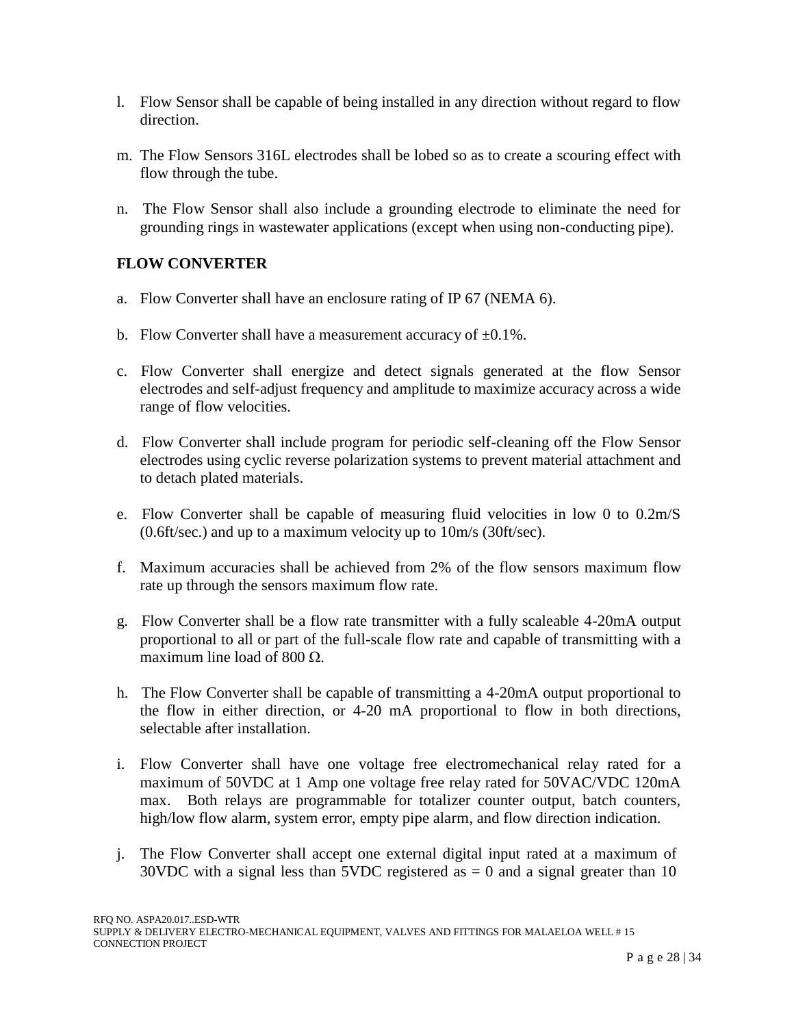l. Flow Sensor shall be capable of being installed in any direction without regard to flow direction.

m. The Flow Sensors 316L electrodes shall be lobed so as to create a scouring effect with flow through the tube.

n. The Flow Sensor shall also include a grounding electrode to eliminate the need for grounding rings in wastewater applications (except when using non-conducting pipe).

**FLOW CONVERTER**

a. Flow Converter shall have an enclosure rating of IP 67 (NEMA 6).

b. Flow Converter shall have a measurement accuracy of ±0.1%.

c. Flow Converter shall energize and detect signals generated at the flow Sensor electrodes and self-adjust frequency and amplitude to maximize accuracy across a wide range of flow velocities.

d. Flow Converter shall include program for periodic self-cleaning off the Flow Sensor electrodes using cyclic reverse polarization systems to prevent material attachment and to detach plated materials.

e. Flow Converter shall be capable of measuring fluid velocities in low 0 to 0.2m/S (0.6ft/sec.) and up to a maximum velocity up to 10m/s (30ft/sec).

f. Maximum accuracies shall be achieved from 2% of the flow sensors maximum flow rate up through the sensors maximum flow rate.

g. Flow Converter shall be a flow rate transmitter with a fully scaleable 4-20mA output proportional to all or part of the full-scale flow rate and capable of transmitting with a maximum line load of 800 Ω.

h. The Flow Converter shall be capable of transmitting a 4-20mA output proportional to the flow in either direction, or 4-20 mA proportional to flow in both directions, selectable after installation.

i. Flow Converter shall have one voltage free electromechanical relay rated for a maximum of 50VDC at 1 Amp one voltage free relay rated for 50VAC/VDC 120mA max. Both relays are programmable for totalizer counter output, batch counters, high/low flow alarm, system error, empty pipe alarm, and flow direction indication.

j. The Flow Converter shall accept one external digital input rated at a maximum of 30VDC with a signal less than 5VDC registered as = 0 and a signal greater than 10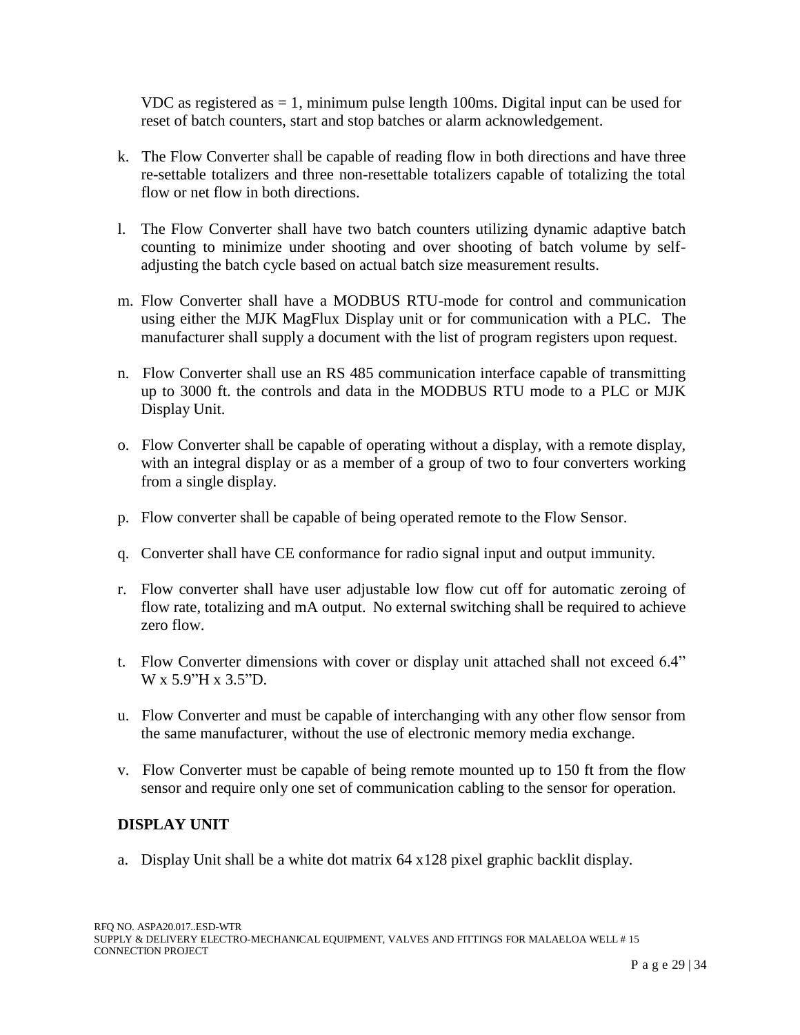VDC as registered as = 1, minimum pulse length 100ms. Digital input can be used for reset of batch counters, start and stop batches or alarm acknowledgement.

k. The Flow Converter shall be capable of reading flow in both directions and have three re-settable totalizers and three non-resettable totalizers capable of totalizing the total flow or net flow in both directions.

l. The Flow Converter shall have two batch counters utilizing dynamic adaptive batch counting to minimize under shooting and over shooting of batch volume by self-adjusting the batch cycle based on actual batch size measurement results.

m. Flow Converter shall have a MODBUS RTU-mode for control and communication using either the MJK MagFlux Display unit or for communication with a PLC. The manufacturer shall supply a document with the list of program registers upon request.

n. Flow Converter shall use an RS 485 communication interface capable of transmitting up to 3000 ft. the controls and data in the MODBUS RTU mode to a PLC or MJK Display Unit.

o. Flow Converter shall be capable of operating without a display, with a remote display, with an integral display or as a member of a group of two to four converters working from a single display.

p. Flow converter shall be capable of being operated remote to the Flow Sensor.

q. Converter shall have CE conformance for radio signal input and output immunity.

r. Flow converter shall have user adjustable low flow cut off for automatic zeroing of flow rate, totalizing and mA output. No external switching shall be required to achieve zero flow.

t. Flow Converter dimensions with cover or display unit attached shall not exceed 6.4" W x 5.9"H x 3.5"D.

u. Flow Converter and must be capable of interchanging with any other flow sensor from the same manufacturer, without the use of electronic memory media exchange.

v. Flow Converter must be capable of being remote mounted up to 150 ft from the flow sensor and require only one set of communication cabling to the sensor for operation.

## DISPLAY UNIT

a. Display Unit shall be a white dot matrix 64 x128 pixel graphic backlit display.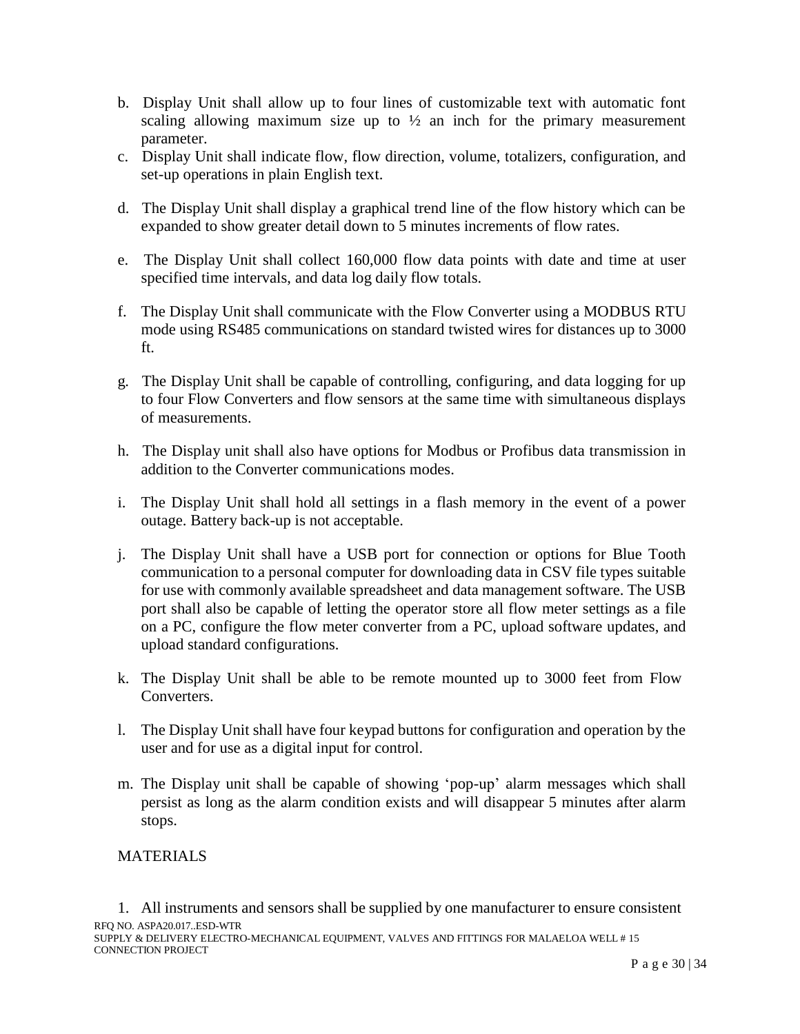b. Display Unit shall allow up to four lines of customizable text with automatic font scaling allowing maximum size up to ½ an inch for the primary measurement parameter.

c. Display Unit shall indicate flow, flow direction, volume, totalizers, configuration, and set-up operations in plain English text.

d. The Display Unit shall display a graphical trend line of the flow history which can be expanded to show greater detail down to 5 minutes increments of flow rates.

e. The Display Unit shall collect 160,000 flow data points with date and time at user specified time intervals, and data log daily flow totals.

f. The Display Unit shall communicate with the Flow Converter using a MODBUS RTU mode using RS485 communications on standard twisted wires for distances up to 3000 ft.

g. The Display Unit shall be capable of controlling, configuring, and data logging for up to four Flow Converters and flow sensors at the same time with simultaneous displays of measurements.

h. The Display unit shall also have options for Modbus or Profibus data transmission in addition to the Converter communications modes.

i. The Display Unit shall hold all settings in a flash memory in the event of a power outage. Battery back-up is not acceptable.

j. The Display Unit shall have a USB port for connection or options for Blue Tooth communication to a personal computer for downloading data in CSV file types suitable for use with commonly available spreadsheet and data management software. The USB port shall also be capable of letting the operator store all flow meter settings as a file on a PC, configure the flow meter converter from a PC, upload software updates, and upload standard configurations.

k. The Display Unit shall be able to be remote mounted up to 3000 feet from Flow Converters.

l. The Display Unit shall have four keypad buttons for configuration and operation by the user and for use as a digital input for control.

m. The Display unit shall be capable of showing 'pop-up' alarm messages which shall persist as long as the alarm condition exists and will disappear 5 minutes after alarm stops.

MATERIALS

1. All instruments and sensors shall be supplied by one manufacturer to ensure consistent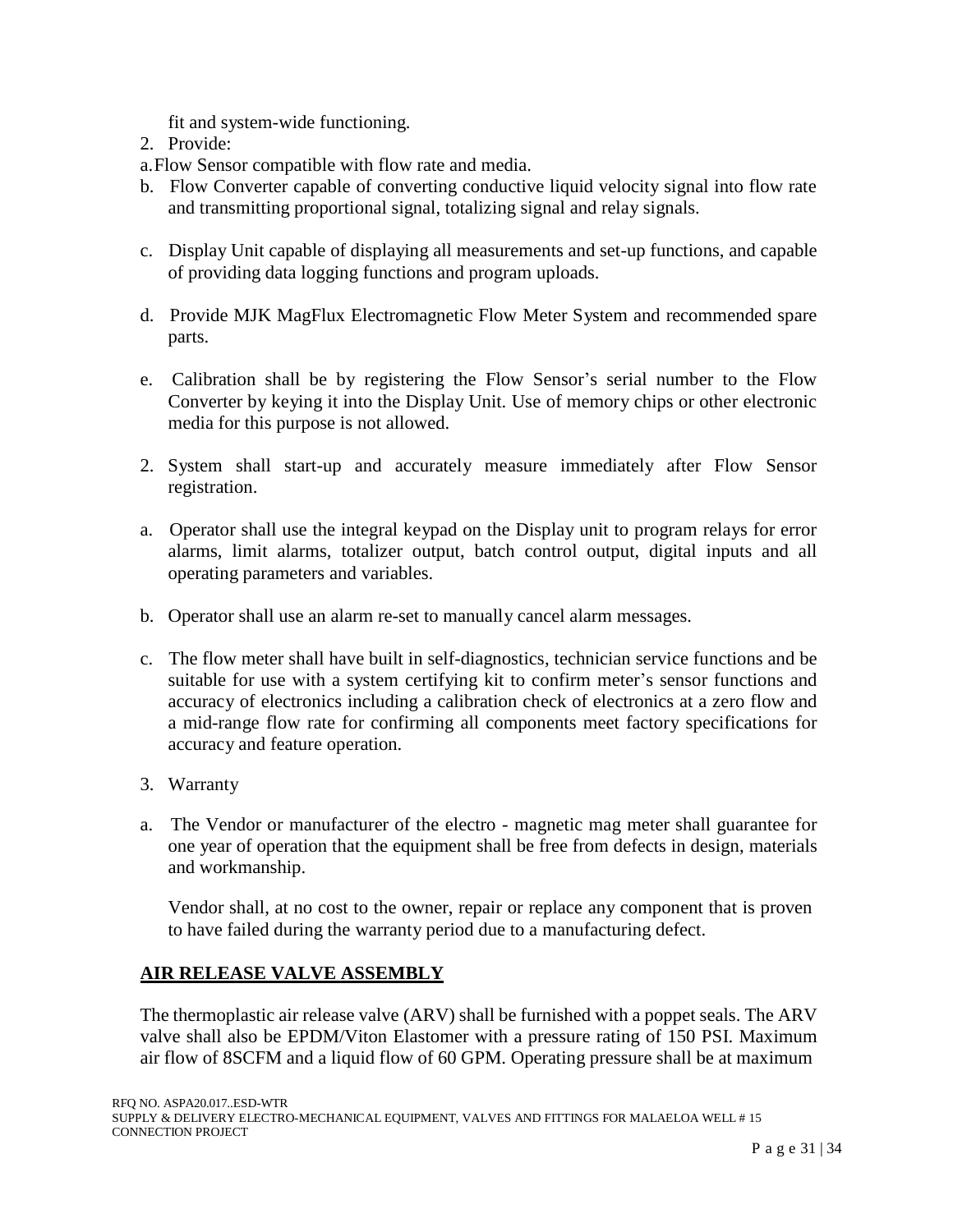fit and system-wide functioning.

2. Provide:

a. Flow Sensor compatible with flow rate and media.

b. Flow Converter capable of converting conductive liquid velocity signal into flow rate and transmitting proportional signal, totalizing signal and relay signals.

c. Display Unit capable of displaying all measurements and set-up functions, and capable of providing data logging functions and program uploads.

d. Provide MJK MagFlux Electromagnetic Flow Meter System and recommended spare parts.

e. Calibration shall be by registering the Flow Sensor's serial number to the Flow Converter by keying it into the Display Unit. Use of memory chips or other electronic media for this purpose is not allowed.

2. System shall start-up and accurately measure immediately after Flow Sensor registration.

a. Operator shall use the integral keypad on the Display unit to program relays for error alarms, limit alarms, totalizer output, batch control output, digital inputs and all operating parameters and variables.

b. Operator shall use an alarm re-set to manually cancel alarm messages.

c. The flow meter shall have built in self-diagnostics, technician service functions and be suitable for use with a system certifying kit to confirm meter's sensor functions and accuracy of electronics including a calibration check of electronics at a zero flow and a mid-range flow rate for confirming all components meet factory specifications for accuracy and feature operation.

3. Warranty

a. The Vendor or manufacturer of the electro - magnetic mag meter shall guarantee for one year of operation that the equipment shall be free from defects in design, materials and workmanship.

   Vendor shall, at no cost to the owner, repair or replace any component that is proven to have failed during the warranty period due to a manufacturing defect.

## AIR RELEASE VALVE ASSEMBLY

The thermoplastic air release valve (ARV) shall be furnished with a poppet seals. The ARV valve shall also be EPDM/Viton Elastomer with a pressure rating of 150 PSI. Maximum air flow of 8SCFM and a liquid flow of 60 GPM. Operating pressure shall be at maximum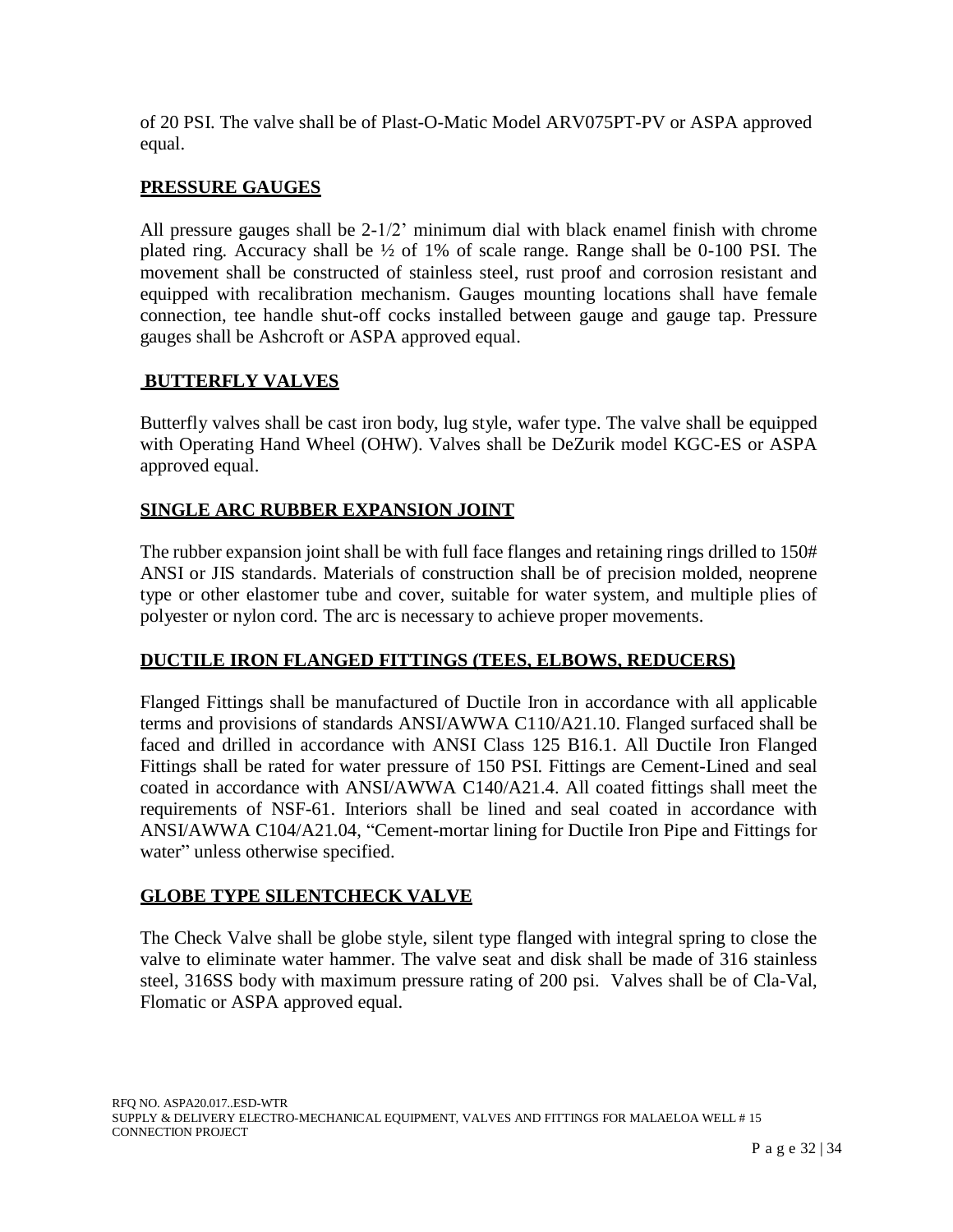of 20 PSI. The valve shall be of Plast-O-Matic Model ARV075PT-PV or ASPA approved equal.

## PRESSURE GAUGES

All pressure gauges shall be 2-1/2' minimum dial with black enamel finish with chrome plated ring. Accuracy shall be ½ of 1% of scale range. Range shall be 0-100 PSI. The movement shall be constructed of stainless steel, rust proof and corrosion resistant and equipped with recalibration mechanism. Gauges mounting locations shall have female connection, tee handle shut-off cocks installed between gauge and gauge tap. Pressure gauges shall be Ashcroft or ASPA approved equal.

## BUTTERFLY VALVES

Butterfly valves shall be cast iron body, lug style, wafer type. The valve shall be equipped with Operating Hand Wheel (OHW). Valves shall be DeZurik model KGC-ES or ASPA approved equal.

## SINGLE ARC RUBBER EXPANSION JOINT

The rubber expansion joint shall be with full face flanges and retaining rings drilled to 150# ANSI or JIS standards. Materials of construction shall be of precision molded, neoprene type or other elastomer tube and cover, suitable for water system, and multiple plies of polyester or nylon cord. The arc is necessary to achieve proper movements.

## DUCTILE IRON FLANGED FITTINGS (TEES, ELBOWS, REDUCERS)

Flanged Fittings shall be manufactured of Ductile Iron in accordance with all applicable terms and provisions of standards ANSI/AWWA C110/A21.10. Flanged surfaced shall be faced and drilled in accordance with ANSI Class 125 B16.1. All Ductile Iron Flanged Fittings shall be rated for water pressure of 150 PSI. Fittings are Cement-Lined and seal coated in accordance with ANSI/AWWA C140/A21.4. All coated fittings shall meet the requirements of NSF-61. Interiors shall be lined and seal coated in accordance with ANSI/AWWA C104/A21.04, "Cement-mortar lining for Ductile Iron Pipe and Fittings for water" unless otherwise specified.

## GLOBE TYPE SILENTCHECK VALVE

The Check Valve shall be globe style, silent type flanged with integral spring to close the valve to eliminate water hammer. The valve seat and disk shall be made of 316 stainless steel, 316SS body with maximum pressure rating of 200 psi. Valves shall be of Cla-Val, Flomatic or ASPA approved equal.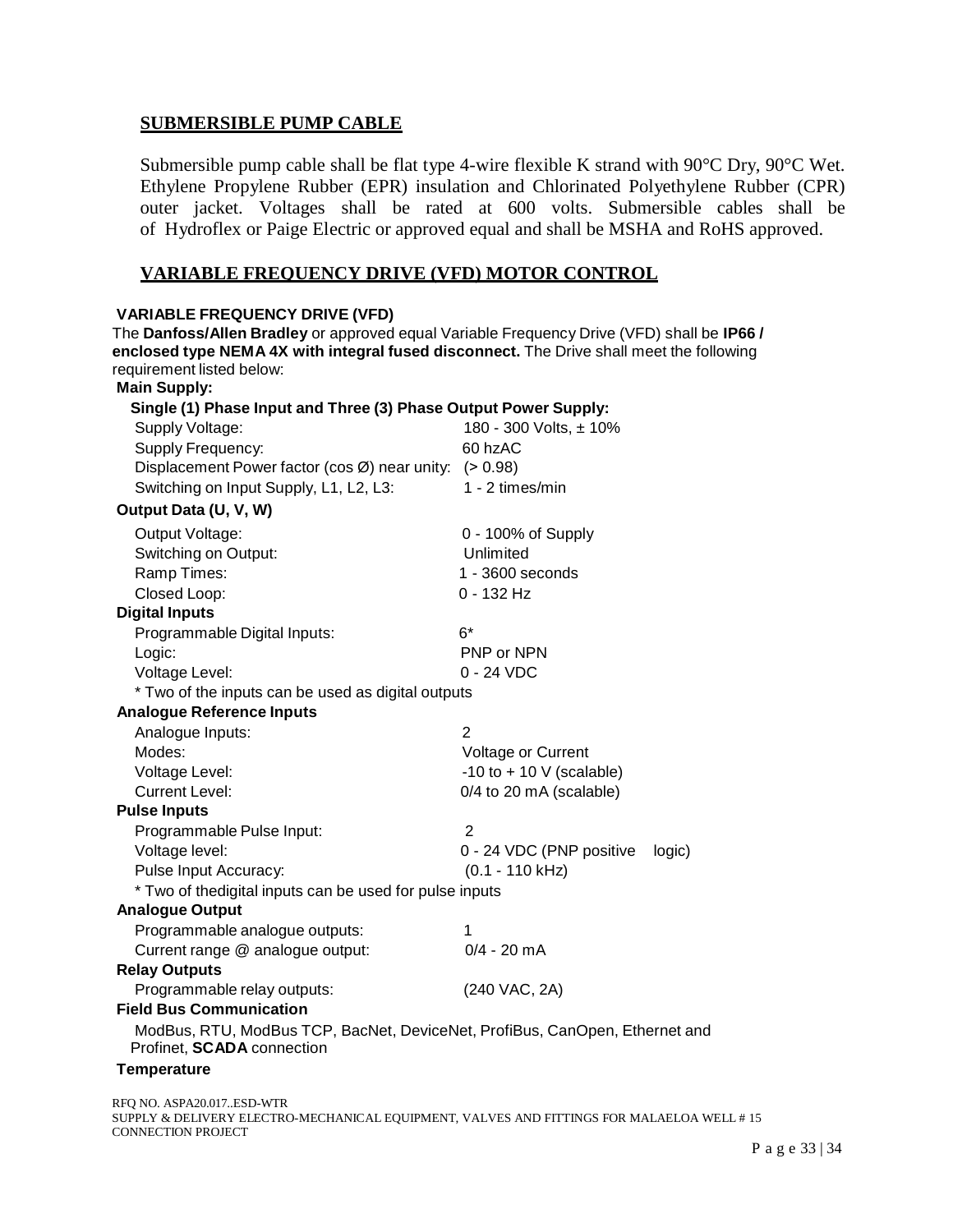## SUBMERSIBLE PUMP CABLE

Submersible pump cable shall be flat type 4-wire flexible K strand with 90°C Dry, 90°C Wet. Ethylene Propylene Rubber (EPR) insulation and Chlorinated Polyethylene Rubber (CPR) outer jacket. Voltages shall be rated at 600 volts. Submersible cables shall be of Hydroflex or Paige Electric or approved equal and shall be MSHA and RoHS approved.

## VARIABLE FREQUENCY DRIVE (VFD) MOTOR CONTROL

**VARIABLE FREQUENCY DRIVE (VFD)**

The **Danfoss/Allen Bradley** or approved equal Variable Frequency Drive (VFD) shall be **IP66 / enclosed type NEMA 4X with integral fused disconnect.** The Drive shall meet the following requirement listed below:

**Main Supply:**

**Single (1) Phase Input and Three (3) Phase Output Power Supply:**

| | |
|---|---|
| Supply Voltage: | 180 - 300 Volts, ± 10% |
| Supply Frequency: | 60 hzAC |
| Displacement Power factor (cos Ø) near unity: | (> 0.98) |
| Switching on Input Supply, L1, L2, L3: | 1 - 2 times/min |

**Output Data (U, V, W)**

| | |
|---|---|
| Output Voltage: | 0 - 100% of Supply |
| Switching on Output: | Unlimited |
| Ramp Times: | 1 - 3600 seconds |
| Closed Loop: | 0 - 132 Hz |

**Digital Inputs**

| | |
|---|---|
| Programmable Digital Inputs: | 6* |
| Logic: | PNP or NPN |
| Voltage Level: | 0 - 24 VDC |

* Two of the inputs can be used as digital outputs

**Analogue Reference Inputs**

| | |
|---|---|
| Analogue Inputs: | 2 |
| Modes: | Voltage or Current |
| Voltage Level: | -10 to + 10 V (scalable) |
| Current Level: | 0/4 to 20 mA (scalable) |

**Pulse Inputs**

| | |
|---|---|
| Programmable Pulse Input: | 2 |
| Voltage level: | 0 - 24 VDC (PNP positive logic) |
| Pulse Input Accuracy: | (0.1 - 110 kHz) |

* Two of thedigital inputs can be used for pulse inputs

**Analogue Output**

| | |
|---|---|
| Programmable analogue outputs: | 1 |
| Current range @ analogue output: | 0/4 - 20 mA |

**Relay Outputs**

| | |
|---|---|
| Programmable relay outputs: | (240 VAC, 2A) |

**Field Bus Communication**

ModBus, RTU, ModBus TCP, BacNet, DeviceNet, ProfiBus, CanOpen, Ethernet and Profinet, **SCADA** connection

**Temperature**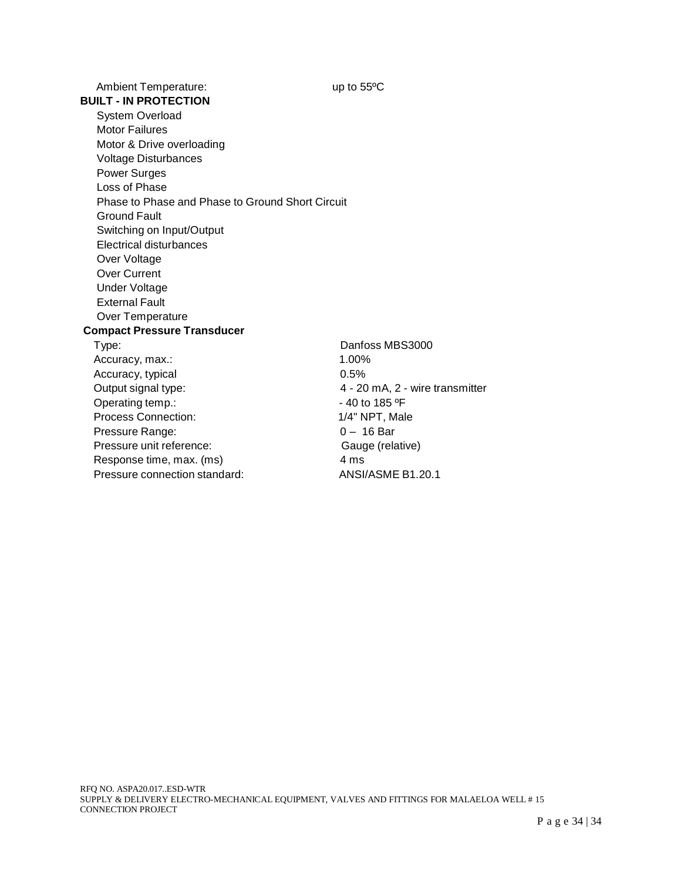Ambient Temperature: up to 55ºC

**BUILT - IN PROTECTION**

System Overload
Motor Failures
Motor & Drive overloading
Voltage Disturbances
Power Surges
Loss of Phase
Phase to Phase and Phase to Ground Short Circuit
Ground Fault
Switching on Input/Output
Electrical disturbances
Over Voltage
Over Current
Under Voltage
External Fault
Over Temperature

**Compact Pressure Transducer**

| | |
|---|---|
| Type: | Danfoss MBS3000 |
| Accuracy, max.: | 1.00% |
| Accuracy, typical | 0.5% |
| Output signal type: | 4 - 20 mA, 2 - wire transmitter |
| Operating temp.: | - 40 to 185 ºF |
| Process Connection: | 1/4" NPT, Male |
| Pressure Range: | 0 – 16 Bar |
| Pressure unit reference: | Gauge (relative) |
| Response time, max. (ms) | 4 ms |
| Pressure connection standard: | ANSI/ASME B1.20.1 |